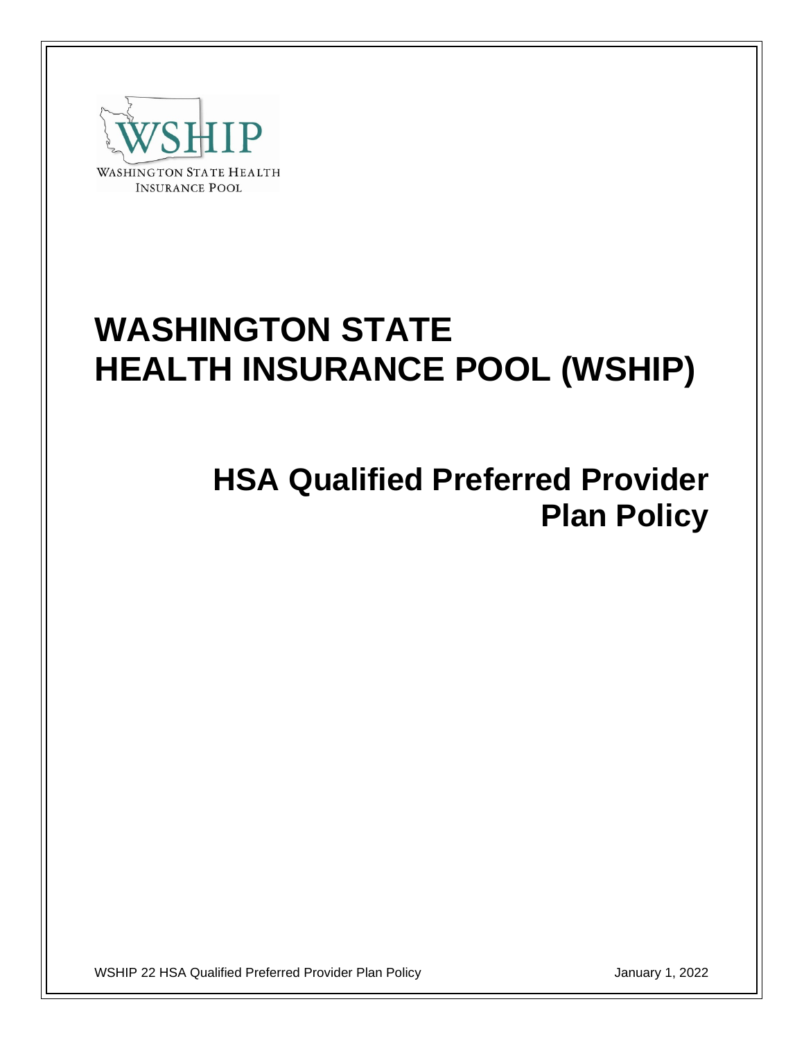WSHIP

WASHINGTON STATE HEALTH INSURANCE POOL

# WASHINGTON STATE HEALTH INSURANCE POOL (WSHIP)

## HSA Qualified Preferred Provider Plan Policy

WSHIP 22 HSA Qualified Preferred Provider Plan Policy

January 1, 2022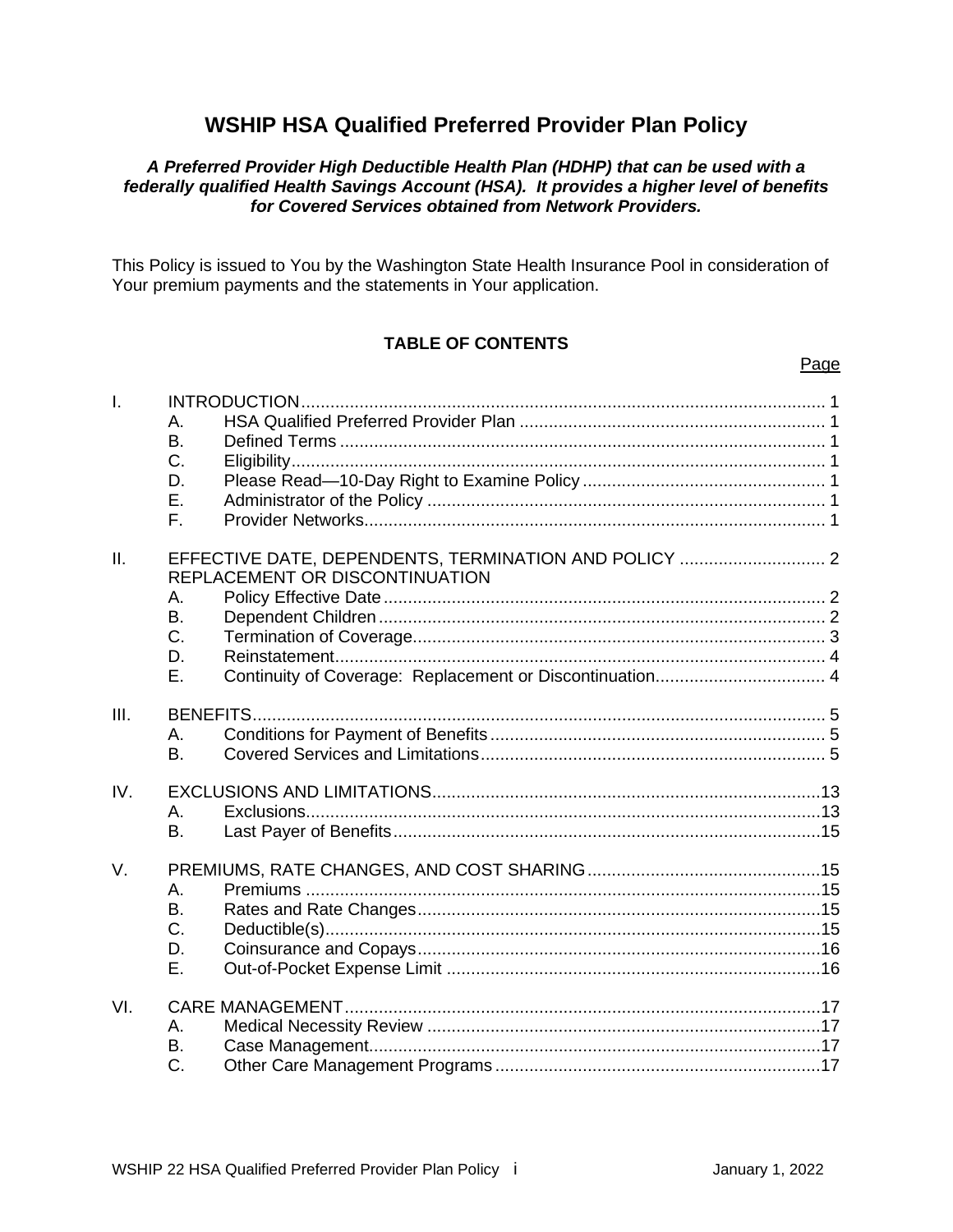# WSHIP HSA Qualified Preferred Provider Plan Policy

***A Preferred Provider High Deductible Health Plan (HDHP) that can be used with a federally qualified Health Savings Account (HSA). It provides a higher level of benefits for Covered Services obtained from Network Providers.***

This Policy is issued to You by the Washington State Health Insurance Pool in consideration of Your premium payments and the statements in Your application.

## TABLE OF CONTENTS

| | | | Page |
|---|---|---|---|
| I. | INTRODUCTION | | 1 |
| | A. | HSA Qualified Preferred Provider Plan | 1 |
| | B. | Defined Terms | 1 |
| | C. | Eligibility | 1 |
| | D. | Please Read—10-Day Right to Examine Policy | 1 |
| | E. | Administrator of the Policy | 1 |
| | F. | Provider Networks | 1 |
| II. | EFFECTIVE DATE, DEPENDENTS, TERMINATION AND POLICY REPLACEMENT OR DISCONTINUATION | | 2 |
| | A. | Policy Effective Date | 2 |
| | B. | Dependent Children | 2 |
| | C. | Termination of Coverage | 3 |
| | D. | Reinstatement | 4 |
| | E. | Continuity of Coverage: Replacement or Discontinuation | 4 |
| III. | BENEFITS | | 5 |
| | A. | Conditions for Payment of Benefits | 5 |
| | B. | Covered Services and Limitations | 5 |
| IV. | EXCLUSIONS AND LIMITATIONS | | 13 |
| | A. | Exclusions | 13 |
| | B. | Last Payer of Benefits | 15 |
| V. | PREMIUMS, RATE CHANGES, AND COST SHARING | | 15 |
| | A. | Premiums | 15 |
| | B. | Rates and Rate Changes | 15 |
| | C. | Deductible(s) | 15 |
| | D. | Coinsurance and Copays | 16 |
| | E. | Out-of-Pocket Expense Limit | 16 |
| VI. | CARE MANAGEMENT | | 17 |
| | A. | Medical Necessity Review | 17 |
| | B. | Case Management | 17 |
| | C. | Other Care Management Programs | 17 |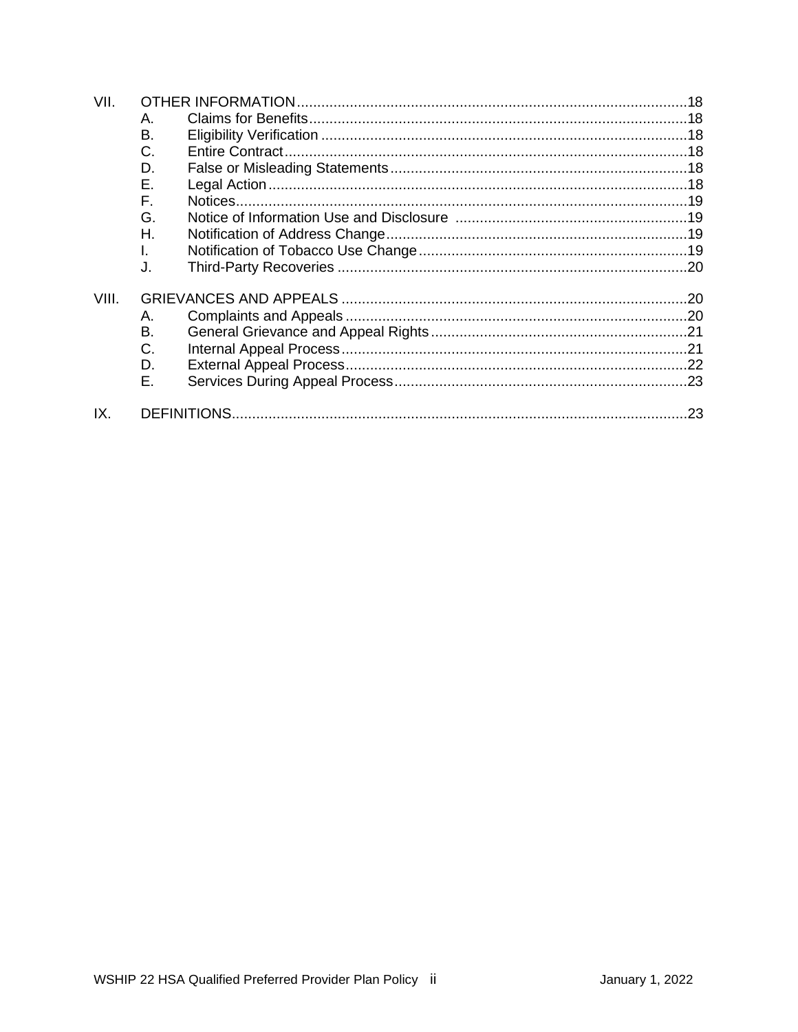VII. OTHER INFORMATION .......... 18
- A. Claims for Benefits .......... 18
- B. Eligibility Verification .......... 18
- C. Entire Contract .......... 18
- D. False or Misleading Statements .......... 18
- E. Legal Action .......... 18
- F. Notices .......... 19
- G. Notice of Information Use and Disclosure .......... 19
- H. Notification of Address Change .......... 19
- I. Notification of Tobacco Use Change .......... 19
- J. Third-Party Recoveries .......... 20

VIII. GRIEVANCES AND APPEALS .......... 20
- A. Complaints and Appeals .......... 20
- B. General Grievance and Appeal Rights .......... 21
- C. Internal Appeal Process .......... 21
- D. External Appeal Process .......... 22
- E. Services During Appeal Process .......... 23

IX. DEFINITIONS .......... 23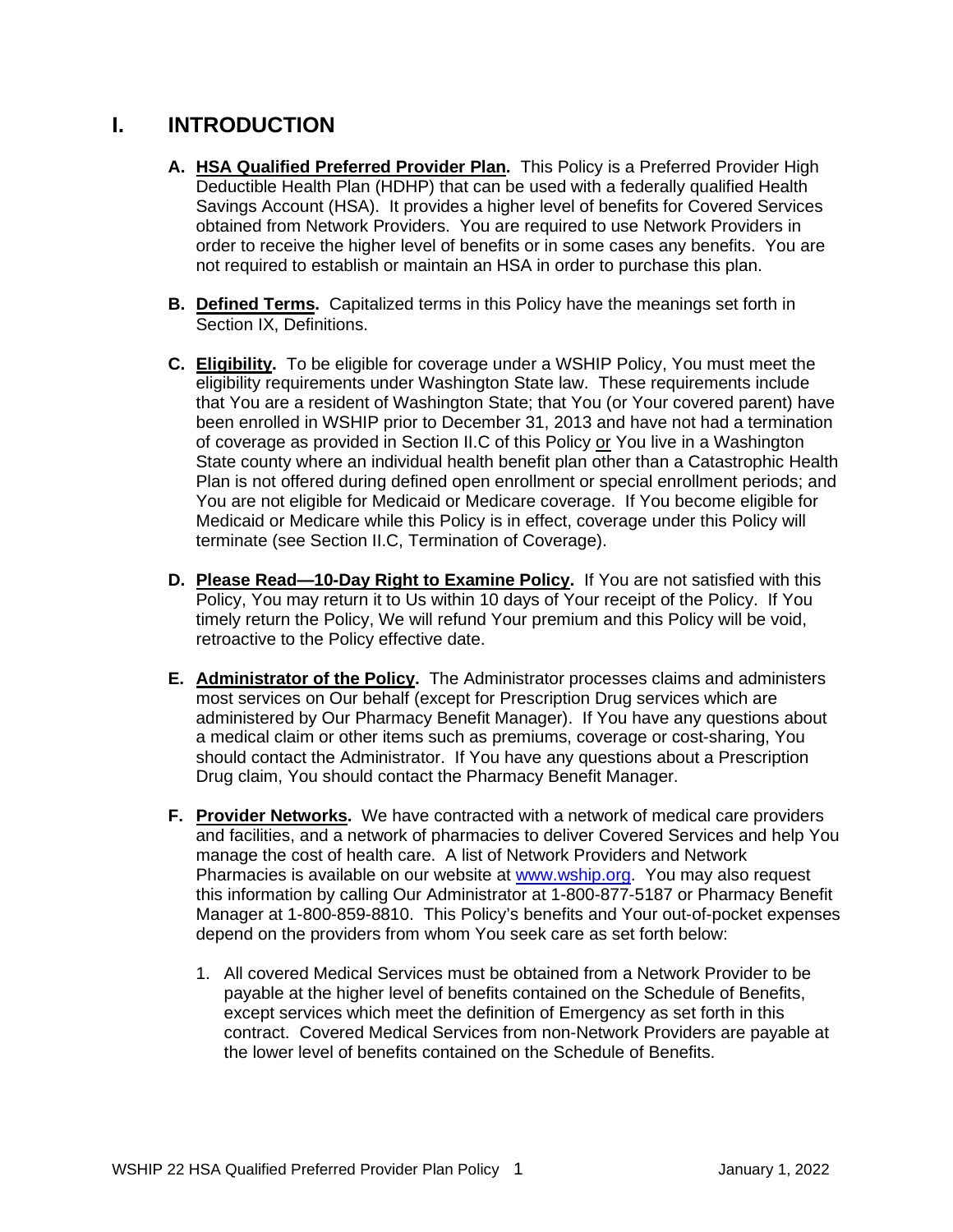# I. INTRODUCTION

**A. HSA Qualified Preferred Provider Plan.** This Policy is a Preferred Provider High Deductible Health Plan (HDHP) that can be used with a federally qualified Health Savings Account (HSA). It provides a higher level of benefits for Covered Services obtained from Network Providers. You are required to use Network Providers in order to receive the higher level of benefits or in some cases any benefits. You are not required to establish or maintain an HSA in order to purchase this plan.

**B. Defined Terms.** Capitalized terms in this Policy have the meanings set forth in Section IX, Definitions.

**C. Eligibility.** To be eligible for coverage under a WSHIP Policy, You must meet the eligibility requirements under Washington State law. These requirements include that You are a resident of Washington State; that You (or Your covered parent) have been enrolled in WSHIP prior to December 31, 2013 and have not had a termination of coverage as provided in Section II.C of this Policy or You live in a Washington State county where an individual health benefit plan other than a Catastrophic Health Plan is not offered during defined open enrollment or special enrollment periods; and You are not eligible for Medicaid or Medicare coverage. If You become eligible for Medicaid or Medicare while this Policy is in effect, coverage under this Policy will terminate (see Section II.C, Termination of Coverage).

**D. Please Read—10-Day Right to Examine Policy.** If You are not satisfied with this Policy, You may return it to Us within 10 days of Your receipt of the Policy. If You timely return the Policy, We will refund Your premium and this Policy will be void, retroactive to the Policy effective date.

**E. Administrator of the Policy.** The Administrator processes claims and administers most services on Our behalf (except for Prescription Drug services which are administered by Our Pharmacy Benefit Manager). If You have any questions about a medical claim or other items such as premiums, coverage or cost-sharing, You should contact the Administrator. If You have any questions about a Prescription Drug claim, You should contact the Pharmacy Benefit Manager.

**F. Provider Networks.** We have contracted with a network of medical care providers and facilities, and a network of pharmacies to deliver Covered Services and help You manage the cost of health care. A list of Network Providers and Network Pharmacies is available on our website at www.wship.org. You may also request this information by calling Our Administrator at 1-800-877-5187 or Pharmacy Benefit Manager at 1-800-859-8810. This Policy's benefits and Your out-of-pocket expenses depend on the providers from whom You seek care as set forth below:

1. All covered Medical Services must be obtained from a Network Provider to be payable at the higher level of benefits contained on the Schedule of Benefits, except services which meet the definition of Emergency as set forth in this contract. Covered Medical Services from non-Network Providers are payable at the lower level of benefits contained on the Schedule of Benefits.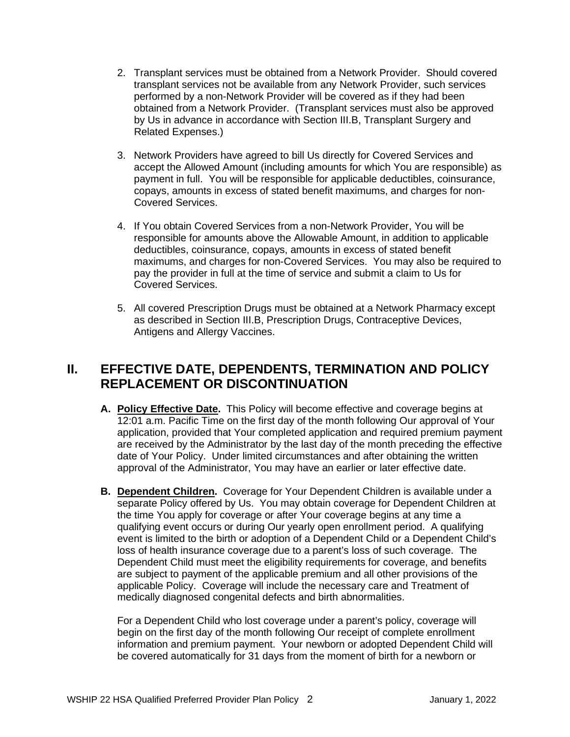2. Transplant services must be obtained from a Network Provider. Should covered transplant services not be available from any Network Provider, such services performed by a non-Network Provider will be covered as if they had been obtained from a Network Provider. (Transplant services must also be approved by Us in advance in accordance with Section III.B, Transplant Surgery and Related Expenses.)

3. Network Providers have agreed to bill Us directly for Covered Services and accept the Allowed Amount (including amounts for which You are responsible) as payment in full. You will be responsible for applicable deductibles, coinsurance, copays, amounts in excess of stated benefit maximums, and charges for non-Covered Services.

4. If You obtain Covered Services from a non-Network Provider, You will be responsible for amounts above the Allowable Amount, in addition to applicable deductibles, coinsurance, copays, amounts in excess of stated benefit maximums, and charges for non-Covered Services. You may also be required to pay the provider in full at the time of service and submit a claim to Us for Covered Services.

5. All covered Prescription Drugs must be obtained at a Network Pharmacy except as described in Section III.B, Prescription Drugs, Contraceptive Devices, Antigens and Allergy Vaccines.

## II. EFFECTIVE DATE, DEPENDENTS, TERMINATION AND POLICY REPLACEMENT OR DISCONTINUATION

**A. Policy Effective Date.** This Policy will become effective and coverage begins at 12:01 a.m. Pacific Time on the first day of the month following Our approval of Your application, provided that Your completed application and required premium payment are received by the Administrator by the last day of the month preceding the effective date of Your Policy. Under limited circumstances and after obtaining the written approval of the Administrator, You may have an earlier or later effective date.

**B. Dependent Children.** Coverage for Your Dependent Children is available under a separate Policy offered by Us. You may obtain coverage for Dependent Children at the time You apply for coverage or after Your coverage begins at any time a qualifying event occurs or during Our yearly open enrollment period. A qualifying event is limited to the birth or adoption of a Dependent Child or a Dependent Child's loss of health insurance coverage due to a parent's loss of such coverage. The Dependent Child must meet the eligibility requirements for coverage, and benefits are subject to payment of the applicable premium and all other provisions of the applicable Policy. Coverage will include the necessary care and Treatment of medically diagnosed congenital defects and birth abnormalities.

For a Dependent Child who lost coverage under a parent's policy, coverage will begin on the first day of the month following Our receipt of complete enrollment information and premium payment. Your newborn or adopted Dependent Child will be covered automatically for 31 days from the moment of birth for a newborn or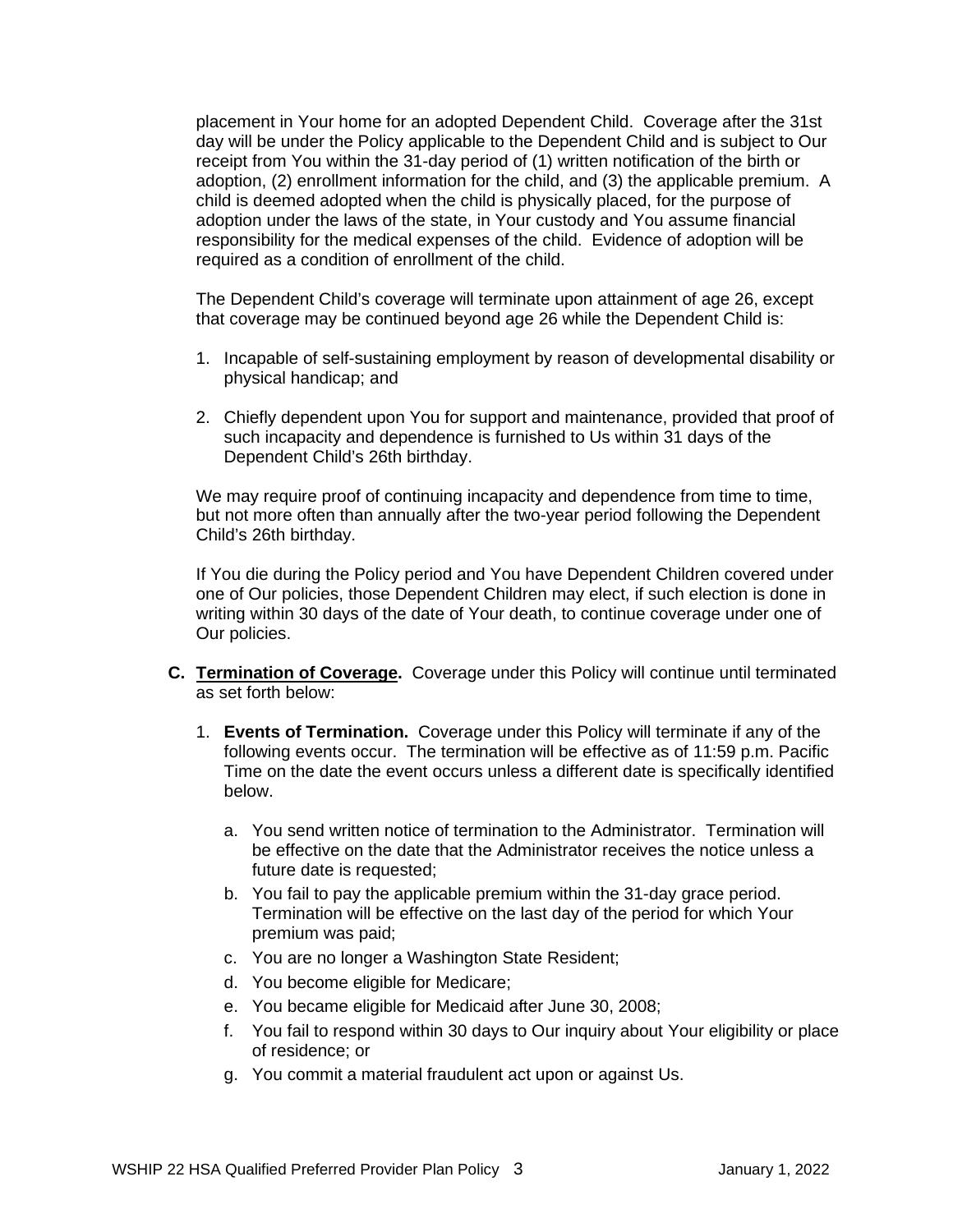placement in Your home for an adopted Dependent Child. Coverage after the 31st day will be under the Policy applicable to the Dependent Child and is subject to Our receipt from You within the 31-day period of (1) written notification of the birth or adoption, (2) enrollment information for the child, and (3) the applicable premium. A child is deemed adopted when the child is physically placed, for the purpose of adoption under the laws of the state, in Your custody and You assume financial responsibility for the medical expenses of the child. Evidence of adoption will be required as a condition of enrollment of the child.

The Dependent Child's coverage will terminate upon attainment of age 26, except that coverage may be continued beyond age 26 while the Dependent Child is:

1. Incapable of self-sustaining employment by reason of developmental disability or physical handicap; and
2. Chiefly dependent upon You for support and maintenance, provided that proof of such incapacity and dependence is furnished to Us within 31 days of the Dependent Child's 26th birthday.

We may require proof of continuing incapacity and dependence from time to time, but not more often than annually after the two-year period following the Dependent Child's 26th birthday.

If You die during the Policy period and You have Dependent Children covered under one of Our policies, those Dependent Children may elect, if such election is done in writing within 30 days of the date of Your death, to continue coverage under one of Our policies.

**C. <u>Termination of Coverage</u>.** Coverage under this Policy will continue until terminated as set forth below:

1. **Events of Termination.** Coverage under this Policy will terminate if any of the following events occur. The termination will be effective as of 11:59 p.m. Pacific Time on the date the event occurs unless a different date is specifically identified below.
   a. You send written notice of termination to the Administrator. Termination will be effective on the date that the Administrator receives the notice unless a future date is requested;
   b. You fail to pay the applicable premium within the 31-day grace period. Termination will be effective on the last day of the period for which Your premium was paid;
   c. You are no longer a Washington State Resident;
   d. You become eligible for Medicare;
   e. You became eligible for Medicaid after June 30, 2008;
   f. You fail to respond within 30 days to Our inquiry about Your eligibility or place of residence; or
   g. You commit a material fraudulent act upon or against Us.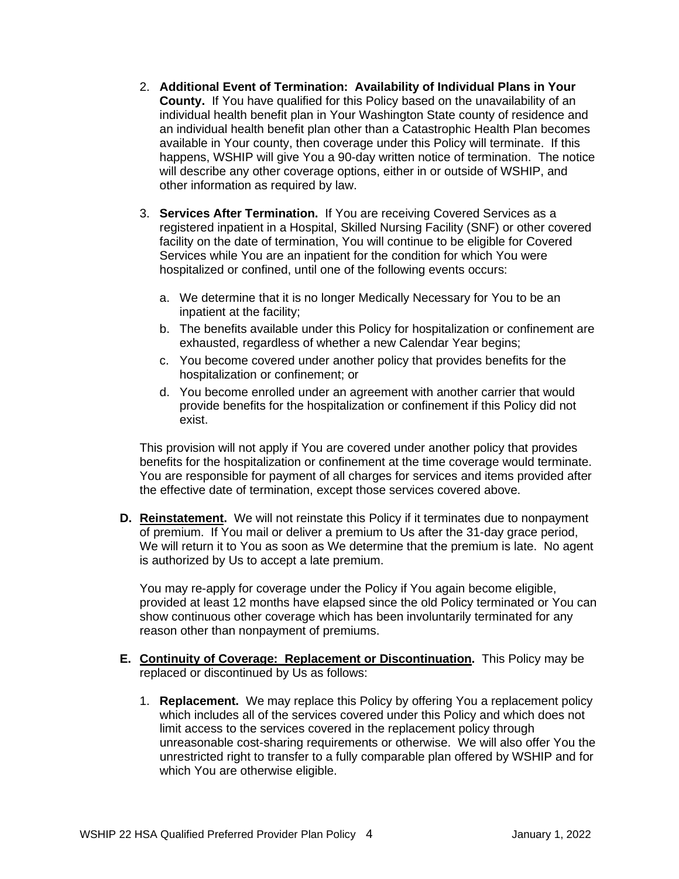2. **Additional Event of Termination: Availability of Individual Plans in Your County.** If You have qualified for this Policy based on the unavailability of an individual health benefit plan in Your Washington State county of residence and an individual health benefit plan other than a Catastrophic Health Plan becomes available in Your county, then coverage under this Policy will terminate. If this happens, WSHIP will give You a 90-day written notice of termination. The notice will describe any other coverage options, either in or outside of WSHIP, and other information as required by law.

3. **Services After Termination.** If You are receiving Covered Services as a registered inpatient in a Hospital, Skilled Nursing Facility (SNF) or other covered facility on the date of termination, You will continue to be eligible for Covered Services while You are an inpatient for the condition for which You were hospitalized or confined, until one of the following events occurs:

   a. We determine that it is no longer Medically Necessary for You to be an inpatient at the facility;
   
   b. The benefits available under this Policy for hospitalization or confinement are exhausted, regardless of whether a new Calendar Year begins;
   
   c. You become covered under another policy that provides benefits for the hospitalization or confinement; or
   
   d. You become enrolled under an agreement with another carrier that would provide benefits for the hospitalization or confinement if this Policy did not exist.

This provision will not apply if You are covered under another policy that provides benefits for the hospitalization or confinement at the time coverage would terminate. You are responsible for payment of all charges for services and items provided after the effective date of termination, except those services covered above.

**D. <u>Reinstatement</u>.** We will not reinstate this Policy if it terminates due to nonpayment of premium. If You mail or deliver a premium to Us after the 31-day grace period, We will return it to You as soon as We determine that the premium is late. No agent is authorized by Us to accept a late premium.

You may re-apply for coverage under the Policy if You again become eligible, provided at least 12 months have elapsed since the old Policy terminated or You can show continuous other coverage which has been involuntarily terminated for any reason other than nonpayment of premiums.

**E. <u>Continuity of Coverage: Replacement or Discontinuation</u>.** This Policy may be replaced or discontinued by Us as follows:

1. **Replacement.** We may replace this Policy by offering You a replacement policy which includes all of the services covered under this Policy and which does not limit access to the services covered in the replacement policy through unreasonable cost-sharing requirements or otherwise. We will also offer You the unrestricted right to transfer to a fully comparable plan offered by WSHIP and for which You are otherwise eligible.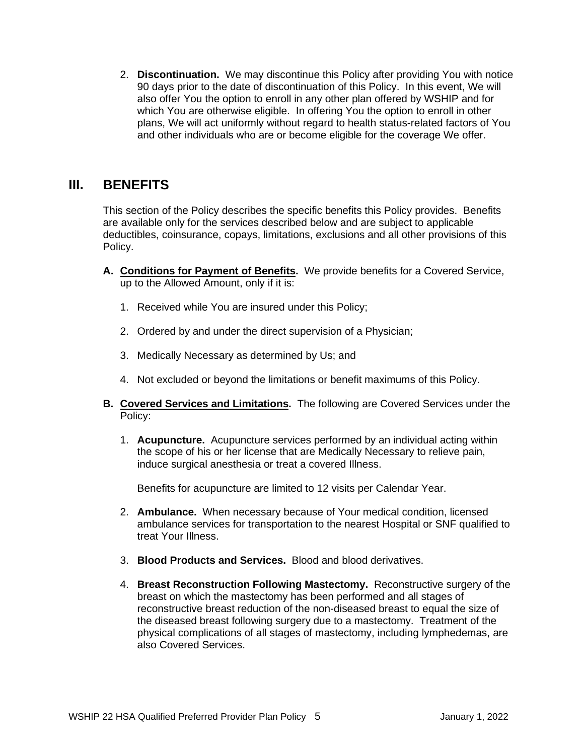2. **Discontinuation.** We may discontinue this Policy after providing You with notice 90 days prior to the date of discontinuation of this Policy. In this event, We will also offer You the option to enroll in any other plan offered by WSHIP and for which You are otherwise eligible. In offering You the option to enroll in other plans, We will act uniformly without regard to health status-related factors of You and other individuals who are or become eligible for the coverage We offer.

## III. BENEFITS

This section of the Policy describes the specific benefits this Policy provides. Benefits are available only for the services described below and are subject to applicable deductibles, coinsurance, copays, limitations, exclusions and all other provisions of this Policy.

**A. <u>Conditions for Payment of Benefits</u>.** We provide benefits for a Covered Service, up to the Allowed Amount, only if it is:

1. Received while You are insured under this Policy;
2. Ordered by and under the direct supervision of a Physician;
3. Medically Necessary as determined by Us; and
4. Not excluded or beyond the limitations or benefit maximums of this Policy.

**B. <u>Covered Services and Limitations</u>.** The following are Covered Services under the Policy:

1. **Acupuncture.** Acupuncture services performed by an individual acting within the scope of his or her license that are Medically Necessary to relieve pain, induce surgical anesthesia or treat a covered Illness.

   Benefits for acupuncture are limited to 12 visits per Calendar Year.

2. **Ambulance.** When necessary because of Your medical condition, licensed ambulance services for transportation to the nearest Hospital or SNF qualified to treat Your Illness.

3. **Blood Products and Services.** Blood and blood derivatives.

4. **Breast Reconstruction Following Mastectomy.** Reconstructive surgery of the breast on which the mastectomy has been performed and all stages of reconstructive breast reduction of the non-diseased breast to equal the size of the diseased breast following surgery due to a mastectomy. Treatment of the physical complications of all stages of mastectomy, including lymphedemas, are also Covered Services.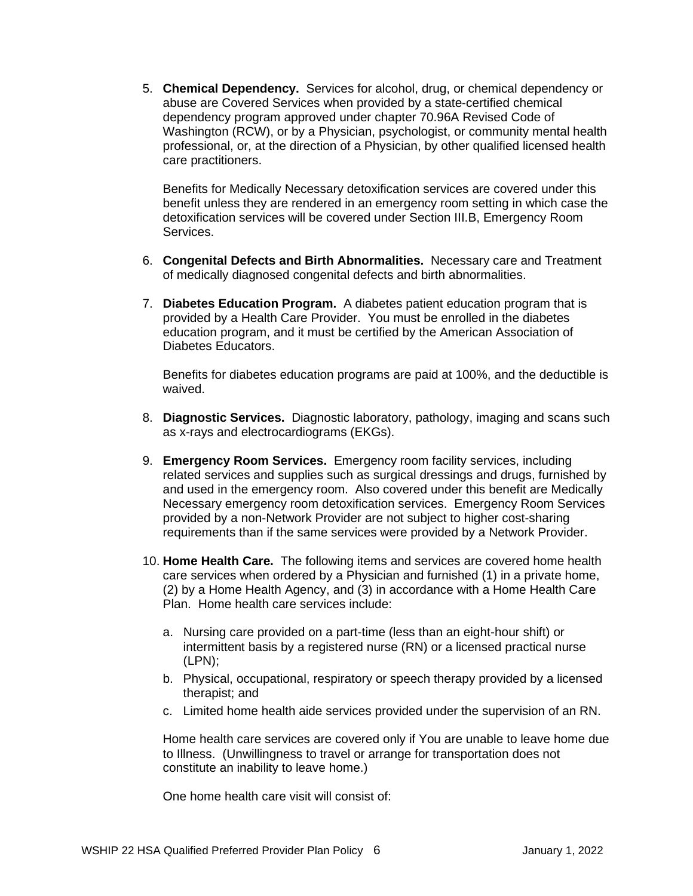5. **Chemical Dependency.** Services for alcohol, drug, or chemical dependency or abuse are Covered Services when provided by a state-certified chemical dependency program approved under chapter 70.96A Revised Code of Washington (RCW), or by a Physician, psychologist, or community mental health professional, or, at the direction of a Physician, by other qualified licensed health care practitioners.

   Benefits for Medically Necessary detoxification services are covered under this benefit unless they are rendered in an emergency room setting in which case the detoxification services will be covered under Section III.B, Emergency Room Services.

6. **Congenital Defects and Birth Abnormalities.** Necessary care and Treatment of medically diagnosed congenital defects and birth abnormalities.

7. **Diabetes Education Program.** A diabetes patient education program that is provided by a Health Care Provider. You must be enrolled in the diabetes education program, and it must be certified by the American Association of Diabetes Educators.

   Benefits for diabetes education programs are paid at 100%, and the deductible is waived.

8. **Diagnostic Services.** Diagnostic laboratory, pathology, imaging and scans such as x-rays and electrocardiograms (EKGs).

9. **Emergency Room Services.** Emergency room facility services, including related services and supplies such as surgical dressings and drugs, furnished by and used in the emergency room. Also covered under this benefit are Medically Necessary emergency room detoxification services. Emergency Room Services provided by a non-Network Provider are not subject to higher cost-sharing requirements than if the same services were provided by a Network Provider.

10. **Home Health Care.** The following items and services are covered home health care services when ordered by a Physician and furnished (1) in a private home, (2) by a Home Health Agency, and (3) in accordance with a Home Health Care Plan. Home health care services include:

    a. Nursing care provided on a part-time (less than an eight-hour shift) or intermittent basis by a registered nurse (RN) or a licensed practical nurse (LPN);
    b. Physical, occupational, respiratory or speech therapy provided by a licensed therapist; and
    c. Limited home health aide services provided under the supervision of an RN.

    Home health care services are covered only if You are unable to leave home due to Illness. (Unwillingness to travel or arrange for transportation does not constitute an inability to leave home.)

    One home health care visit will consist of: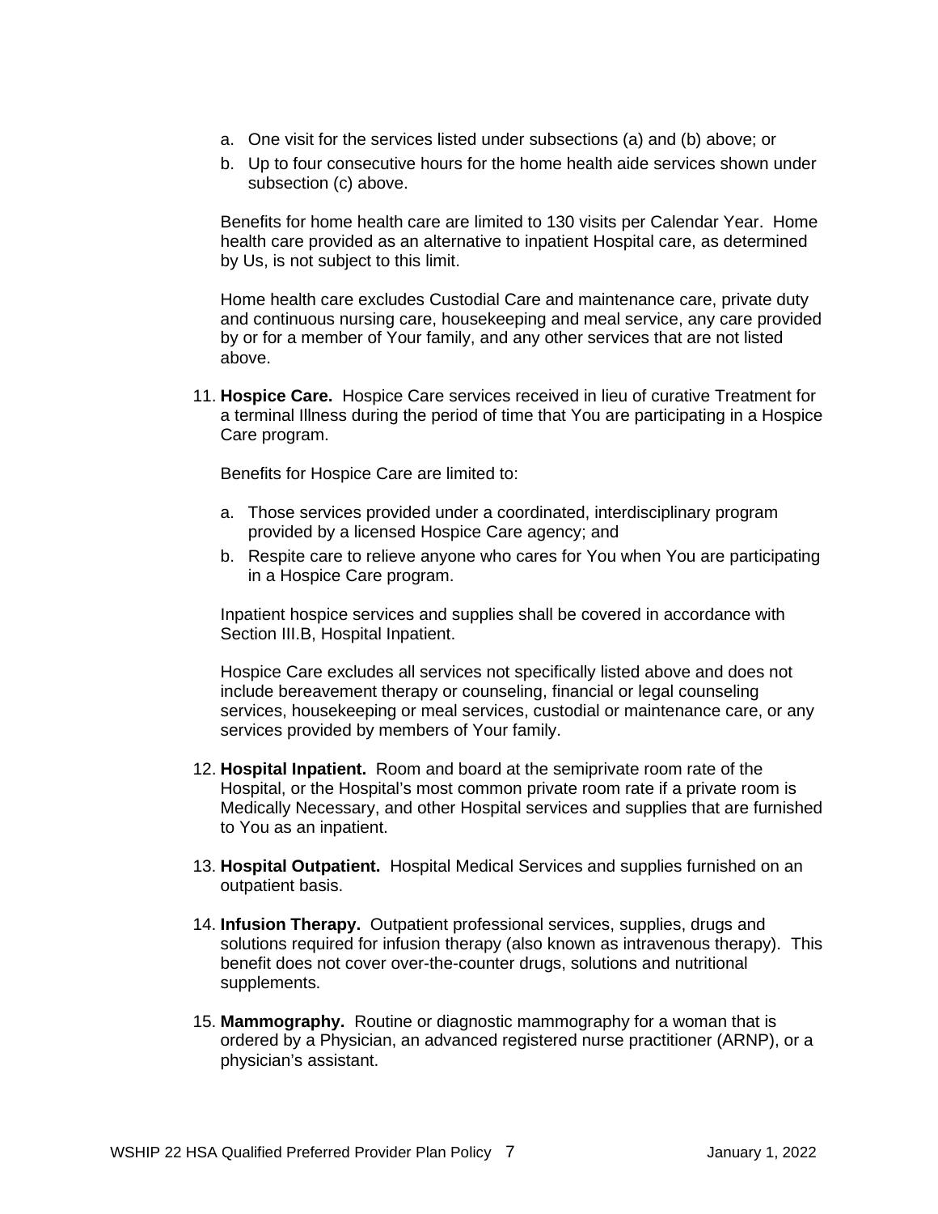a. One visit for the services listed under subsections (a) and (b) above; or
   b. Up to four consecutive hours for the home health aide services shown under subsection (c) above.

   Benefits for home health care are limited to 130 visits per Calendar Year. Home health care provided as an alternative to inpatient Hospital care, as determined by Us, is not subject to this limit.

   Home health care excludes Custodial Care and maintenance care, private duty and continuous nursing care, housekeeping and meal service, any care provided by or for a member of Your family, and any other services that are not listed above.

11. **Hospice Care.** Hospice Care services received in lieu of curative Treatment for a terminal Illness during the period of time that You are participating in a Hospice Care program.

    Benefits for Hospice Care are limited to:

    a. Those services provided under a coordinated, interdisciplinary program provided by a licensed Hospice Care agency; and
    b. Respite care to relieve anyone who cares for You when You are participating in a Hospice Care program.

    Inpatient hospice services and supplies shall be covered in accordance with Section III.B, Hospital Inpatient.

    Hospice Care excludes all services not specifically listed above and does not include bereavement therapy or counseling, financial or legal counseling services, housekeeping or meal services, custodial or maintenance care, or any services provided by members of Your family.

12. **Hospital Inpatient.** Room and board at the semiprivate room rate of the Hospital, or the Hospital's most common private room rate if a private room is Medically Necessary, and other Hospital services and supplies that are furnished to You as an inpatient.

13. **Hospital Outpatient.** Hospital Medical Services and supplies furnished on an outpatient basis.

14. **Infusion Therapy.** Outpatient professional services, supplies, drugs and solutions required for infusion therapy (also known as intravenous therapy). This benefit does not cover over-the-counter drugs, solutions and nutritional supplements.

15. **Mammography.** Routine or diagnostic mammography for a woman that is ordered by a Physician, an advanced registered nurse practitioner (ARNP), or a physician's assistant.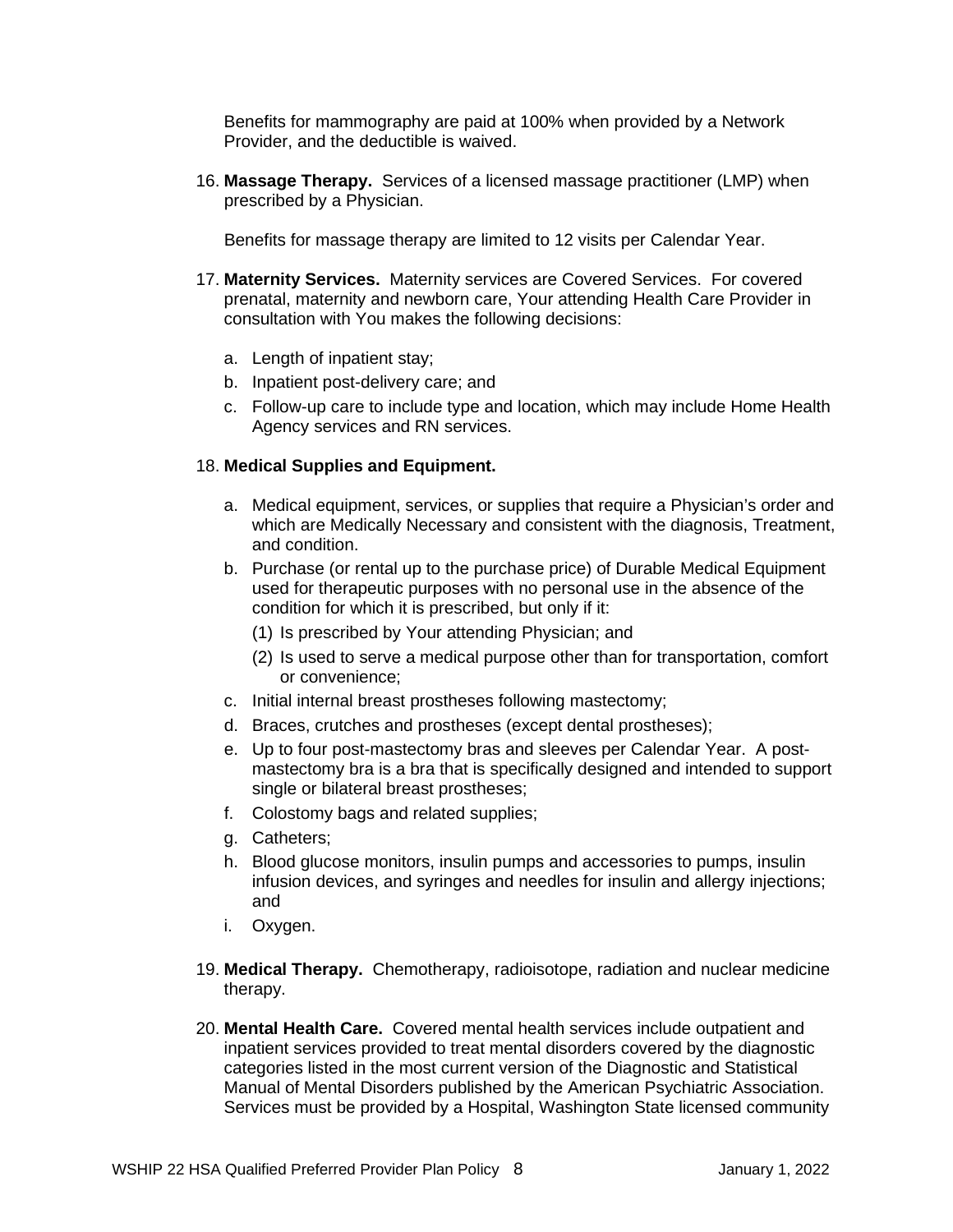Benefits for mammography are paid at 100% when provided by a Network Provider, and the deductible is waived.

16. **Massage Therapy.** Services of a licensed massage practitioner (LMP) when prescribed by a Physician.

    Benefits for massage therapy are limited to 12 visits per Calendar Year.

17. **Maternity Services.** Maternity services are Covered Services. For covered prenatal, maternity and newborn care, Your attending Health Care Provider in consultation with You makes the following decisions:

    a. Length of inpatient stay;
    b. Inpatient post-delivery care; and
    c. Follow-up care to include type and location, which may include Home Health Agency services and RN services.

18. **Medical Supplies and Equipment.**

    a. Medical equipment, services, or supplies that require a Physician's order and which are Medically Necessary and consistent with the diagnosis, Treatment, and condition.
    b. Purchase (or rental up to the purchase price) of Durable Medical Equipment used for therapeutic purposes with no personal use in the absence of the condition for which it is prescribed, but only if it:
       (1) Is prescribed by Your attending Physician; and
       (2) Is used to serve a medical purpose other than for transportation, comfort or convenience;
    c. Initial internal breast prostheses following mastectomy;
    d. Braces, crutches and prostheses (except dental prostheses);
    e. Up to four post-mastectomy bras and sleeves per Calendar Year. A post-mastectomy bra is a bra that is specifically designed and intended to support single or bilateral breast prostheses;
    f. Colostomy bags and related supplies;
    g. Catheters;
    h. Blood glucose monitors, insulin pumps and accessories to pumps, insulin infusion devices, and syringes and needles for insulin and allergy injections; and
    i. Oxygen.

19. **Medical Therapy.** Chemotherapy, radioisotope, radiation and nuclear medicine therapy.

20. **Mental Health Care.** Covered mental health services include outpatient and inpatient services provided to treat mental disorders covered by the diagnostic categories listed in the most current version of the Diagnostic and Statistical Manual of Mental Disorders published by the American Psychiatric Association. Services must be provided by a Hospital, Washington State licensed community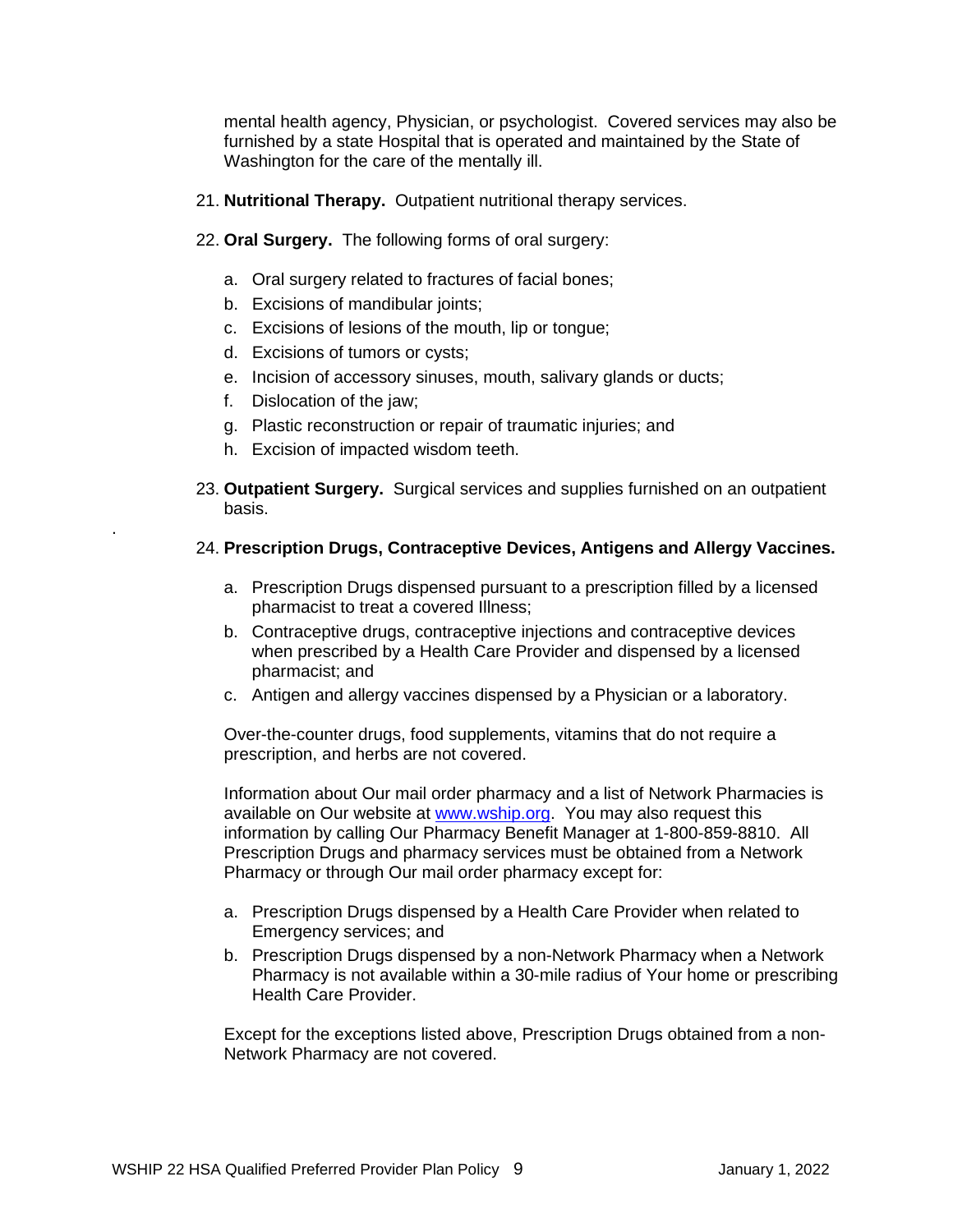mental health agency, Physician, or psychologist. Covered services may also be furnished by a state Hospital that is operated and maintained by the State of Washington for the care of the mentally ill.

21. **Nutritional Therapy.** Outpatient nutritional therapy services.

22. **Oral Surgery.** The following forms of oral surgery:

    a. Oral surgery related to fractures of facial bones;
    b. Excisions of mandibular joints;
    c. Excisions of lesions of the mouth, lip or tongue;
    d. Excisions of tumors or cysts;
    e. Incision of accessory sinuses, mouth, salivary glands or ducts;
    f. Dislocation of the jaw;
    g. Plastic reconstruction or repair of traumatic injuries; and
    h. Excision of impacted wisdom teeth.

23. **Outpatient Surgery.** Surgical services and supplies furnished on an outpatient basis.

24. **Prescription Drugs, Contraceptive Devices, Antigens and Allergy Vaccines.**

    a. Prescription Drugs dispensed pursuant to a prescription filled by a licensed pharmacist to treat a covered Illness;
    b. Contraceptive drugs, contraceptive injections and contraceptive devices when prescribed by a Health Care Provider and dispensed by a licensed pharmacist; and
    c. Antigen and allergy vaccines dispensed by a Physician or a laboratory.

    Over-the-counter drugs, food supplements, vitamins that do not require a prescription, and herbs are not covered.

    Information about Our mail order pharmacy and a list of Network Pharmacies is available on Our website at [www.wship.org](http://www.wship.org). You may also request this information by calling Our Pharmacy Benefit Manager at 1-800-859-8810. All Prescription Drugs and pharmacy services must be obtained from a Network Pharmacy or through Our mail order pharmacy except for:

    a. Prescription Drugs dispensed by a Health Care Provider when related to Emergency services; and
    b. Prescription Drugs dispensed by a non-Network Pharmacy when a Network Pharmacy is not available within a 30-mile radius of Your home or prescribing Health Care Provider.

    Except for the exceptions listed above, Prescription Drugs obtained from a non-Network Pharmacy are not covered.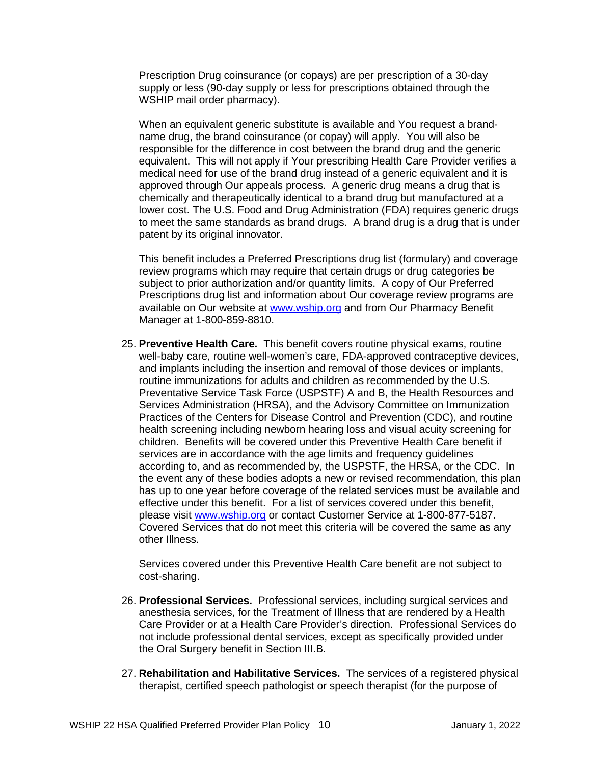Prescription Drug coinsurance (or copays) are per prescription of a 30-day supply or less (90-day supply or less for prescriptions obtained through the WSHIP mail order pharmacy).

When an equivalent generic substitute is available and You request a brand-name drug, the brand coinsurance (or copay) will apply. You will also be responsible for the difference in cost between the brand drug and the generic equivalent. This will not apply if Your prescribing Health Care Provider verifies a medical need for use of the brand drug instead of a generic equivalent and it is approved through Our appeals process. A generic drug means a drug that is chemically and therapeutically identical to a brand drug but manufactured at a lower cost. The U.S. Food and Drug Administration (FDA) requires generic drugs to meet the same standards as brand drugs. A brand drug is a drug that is under patent by its original innovator.

This benefit includes a Preferred Prescriptions drug list (formulary) and coverage review programs which may require that certain drugs or drug categories be subject to prior authorization and/or quantity limits. A copy of Our Preferred Prescriptions drug list and information about Our coverage review programs are available on Our website at [www.wship.org](www.wship.org) and from Our Pharmacy Benefit Manager at 1-800-859-8810.

25. **Preventive Health Care.** This benefit covers routine physical exams, routine well-baby care, routine well-women's care, FDA-approved contraceptive devices, and implants including the insertion and removal of those devices or implants, routine immunizations for adults and children as recommended by the U.S. Preventative Service Task Force (USPSTF) A and B, the Health Resources and Services Administration (HRSA), and the Advisory Committee on Immunization Practices of the Centers for Disease Control and Prevention (CDC), and routine health screening including newborn hearing loss and visual acuity screening for children. Benefits will be covered under this Preventive Health Care benefit if services are in accordance with the age limits and frequency guidelines according to, and as recommended by, the USPSTF, the HRSA, or the CDC. In the event any of these bodies adopts a new or revised recommendation, this plan has up to one year before coverage of the related services must be available and effective under this benefit. For a list of services covered under this benefit, please visit [www.wship.org](www.wship.org) or contact Customer Service at 1-800-877-5187. Covered Services that do not meet this criteria will be covered the same as any other Illness.

    Services covered under this Preventive Health Care benefit are not subject to cost-sharing.

26. **Professional Services.** Professional services, including surgical services and anesthesia services, for the Treatment of Illness that are rendered by a Health Care Provider or at a Health Care Provider's direction. Professional Services do not include professional dental services, except as specifically provided under the Oral Surgery benefit in Section III.B.

27. **Rehabilitation and Habilitative Services.** The services of a registered physical therapist, certified speech pathologist or speech therapist (for the purpose of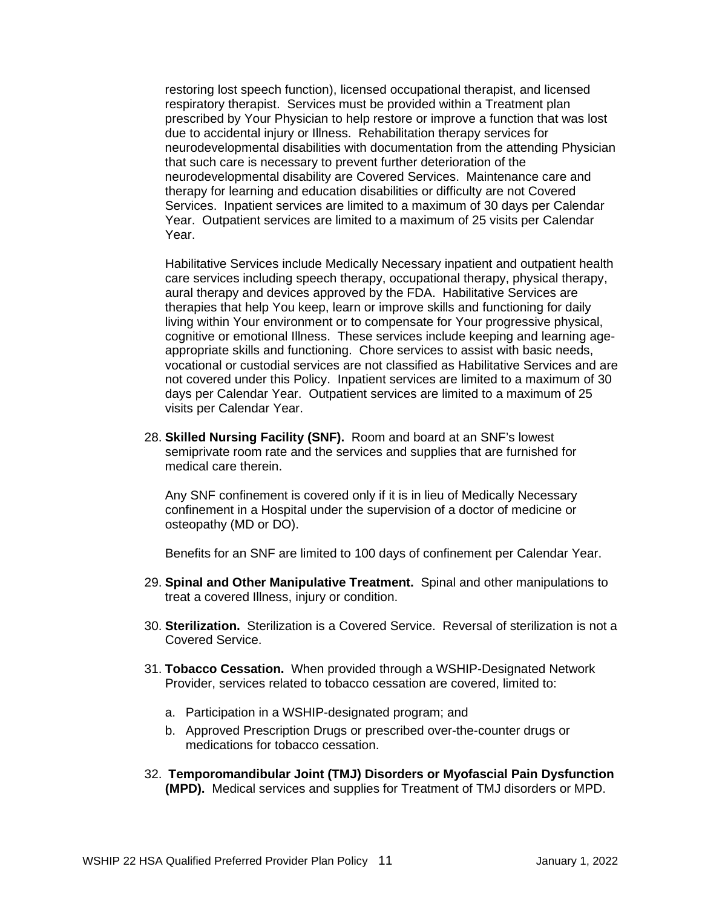restoring lost speech function), licensed occupational therapist, and licensed respiratory therapist. Services must be provided within a Treatment plan prescribed by Your Physician to help restore or improve a function that was lost due to accidental injury or Illness. Rehabilitation therapy services for neurodevelopmental disabilities with documentation from the attending Physician that such care is necessary to prevent further deterioration of the neurodevelopmental disability are Covered Services. Maintenance care and therapy for learning and education disabilities or difficulty are not Covered Services. Inpatient services are limited to a maximum of 30 days per Calendar Year. Outpatient services are limited to a maximum of 25 visits per Calendar Year.

Habilitative Services include Medically Necessary inpatient and outpatient health care services including speech therapy, occupational therapy, physical therapy, aural therapy and devices approved by the FDA. Habilitative Services are therapies that help You keep, learn or improve skills and functioning for daily living within Your environment or to compensate for Your progressive physical, cognitive or emotional Illness. These services include keeping and learning age-appropriate skills and functioning. Chore services to assist with basic needs, vocational or custodial services are not classified as Habilitative Services and are not covered under this Policy. Inpatient services are limited to a maximum of 30 days per Calendar Year. Outpatient services are limited to a maximum of 25 visits per Calendar Year.

28. **Skilled Nursing Facility (SNF).** Room and board at an SNF's lowest semiprivate room rate and the services and supplies that are furnished for medical care therein.

    Any SNF confinement is covered only if it is in lieu of Medically Necessary confinement in a Hospital under the supervision of a doctor of medicine or osteopathy (MD or DO).

    Benefits for an SNF are limited to 100 days of confinement per Calendar Year.

29. **Spinal and Other Manipulative Treatment.** Spinal and other manipulations to treat a covered Illness, injury or condition.

30. **Sterilization.** Sterilization is a Covered Service. Reversal of sterilization is not a Covered Service.

31. **Tobacco Cessation.** When provided through a WSHIP-Designated Network Provider, services related to tobacco cessation are covered, limited to:

    a. Participation in a WSHIP-designated program; and
    b. Approved Prescription Drugs or prescribed over-the-counter drugs or medications for tobacco cessation.

32. **Temporomandibular Joint (TMJ) Disorders or Myofascial Pain Dysfunction (MPD).** Medical services and supplies for Treatment of TMJ disorders or MPD.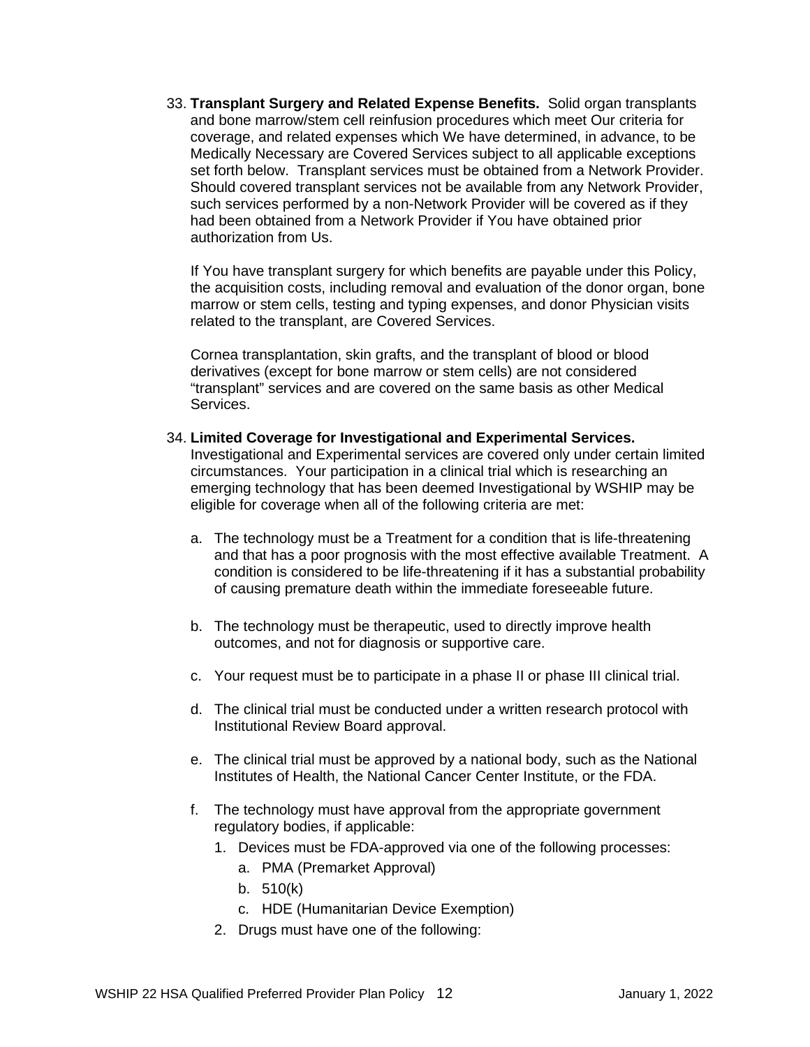33. **Transplant Surgery and Related Expense Benefits.** Solid organ transplants and bone marrow/stem cell reinfusion procedures which meet Our criteria for coverage, and related expenses which We have determined, in advance, to be Medically Necessary are Covered Services subject to all applicable exceptions set forth below. Transplant services must be obtained from a Network Provider. Should covered transplant services not be available from any Network Provider, such services performed by a non-Network Provider will be covered as if they had been obtained from a Network Provider if You have obtained prior authorization from Us.

    If You have transplant surgery for which benefits are payable under this Policy, the acquisition costs, including removal and evaluation of the donor organ, bone marrow or stem cells, testing and typing expenses, and donor Physician visits related to the transplant, are Covered Services.

    Cornea transplantation, skin grafts, and the transplant of blood or blood derivatives (except for bone marrow or stem cells) are not considered "transplant" services and are covered on the same basis as other Medical Services.

34. **Limited Coverage for Investigational and Experimental Services.** Investigational and Experimental services are covered only under certain limited circumstances. Your participation in a clinical trial which is researching an emerging technology that has been deemed Investigational by WSHIP may be eligible for coverage when all of the following criteria are met:

    a. The technology must be a Treatment for a condition that is life-threatening and that has a poor prognosis with the most effective available Treatment. A condition is considered to be life-threatening if it has a substantial probability of causing premature death within the immediate foreseeable future.

    b. The technology must be therapeutic, used to directly improve health outcomes, and not for diagnosis or supportive care.

    c. Your request must be to participate in a phase II or phase III clinical trial.

    d. The clinical trial must be conducted under a written research protocol with Institutional Review Board approval.

    e. The clinical trial must be approved by a national body, such as the National Institutes of Health, the National Cancer Center Institute, or the FDA.

    f. The technology must have approval from the appropriate government regulatory bodies, if applicable:
        1. Devices must be FDA-approved via one of the following processes:
            a. PMA (Premarket Approval)
            b. 510(k)
            c. HDE (Humanitarian Device Exemption)
        2. Drugs must have one of the following: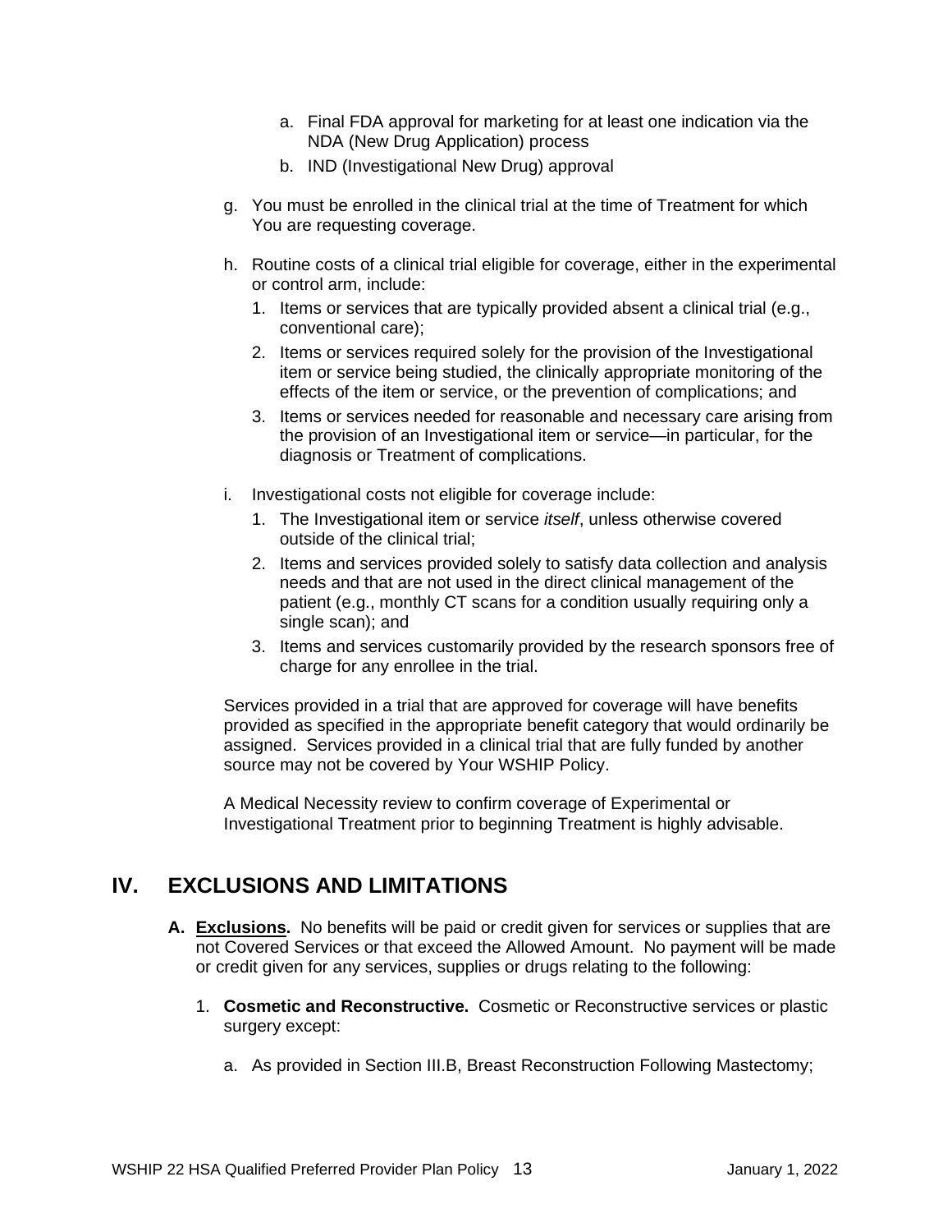a. Final FDA approval for marketing for at least one indication via the NDA (New Drug Application) process
   b. IND (Investigational New Drug) approval

g. You must be enrolled in the clinical trial at the time of Treatment for which You are requesting coverage.

h. Routine costs of a clinical trial eligible for coverage, either in the experimental or control arm, include:
   1. Items or services that are typically provided absent a clinical trial (e.g., conventional care);
   2. Items or services required solely for the provision of the Investigational item or service being studied, the clinically appropriate monitoring of the effects of the item or service, or the prevention of complications; and
   3. Items or services needed for reasonable and necessary care arising from the provision of an Investigational item or service—in particular, for the diagnosis or Treatment of complications.

i. Investigational costs not eligible for coverage include:
   1. The Investigational item or service *itself*, unless otherwise covered outside of the clinical trial;
   2. Items and services provided solely to satisfy data collection and analysis needs and that are not used in the direct clinical management of the patient (e.g., monthly CT scans for a condition usually requiring only a single scan); and
   3. Items and services customarily provided by the research sponsors free of charge for any enrollee in the trial.

Services provided in a trial that are approved for coverage will have benefits provided as specified in the appropriate benefit category that would ordinarily be assigned. Services provided in a clinical trial that are fully funded by another source may not be covered by Your WSHIP Policy.

A Medical Necessity review to confirm coverage of Experimental or Investigational Treatment prior to beginning Treatment is highly advisable.

# IV. EXCLUSIONS AND LIMITATIONS

**A. <u>Exclusions</u>.** No benefits will be paid or credit given for services or supplies that are not Covered Services or that exceed the Allowed Amount. No payment will be made or credit given for any services, supplies or drugs relating to the following:

1. **Cosmetic and Reconstructive.** Cosmetic or Reconstructive services or plastic surgery except:

   a. As provided in Section III.B, Breast Reconstruction Following Mastectomy;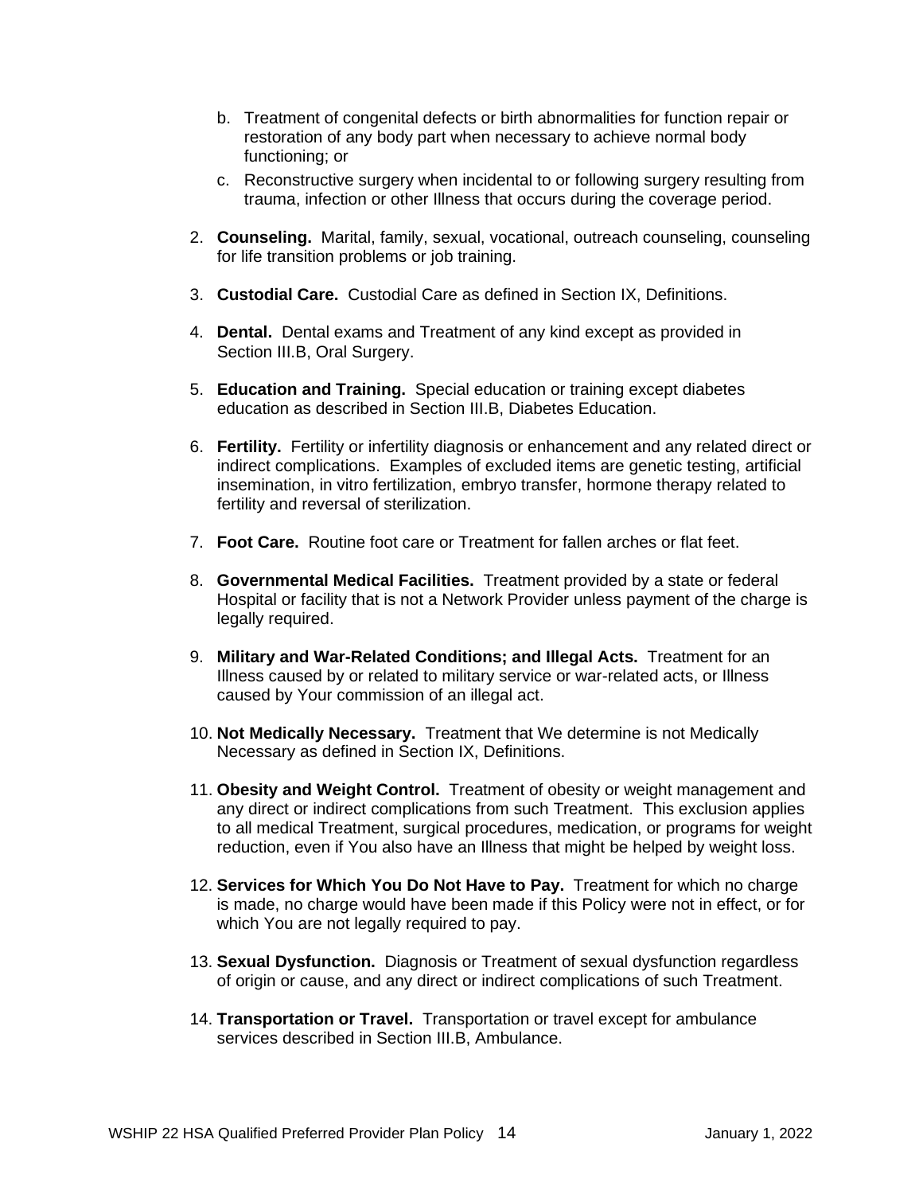b. Treatment of congenital defects or birth abnormalities for function repair or restoration of any body part when necessary to achieve normal body functioning; or
   c. Reconstructive surgery when incidental to or following surgery resulting from trauma, infection or other Illness that occurs during the coverage period.

2. **Counseling.** Marital, family, sexual, vocational, outreach counseling, counseling for life transition problems or job training.

3. **Custodial Care.** Custodial Care as defined in Section IX, Definitions.

4. **Dental.** Dental exams and Treatment of any kind except as provided in Section III.B, Oral Surgery.

5. **Education and Training.** Special education or training except diabetes education as described in Section III.B, Diabetes Education.

6. **Fertility.** Fertility or infertility diagnosis or enhancement and any related direct or indirect complications. Examples of excluded items are genetic testing, artificial insemination, in vitro fertilization, embryo transfer, hormone therapy related to fertility and reversal of sterilization.

7. **Foot Care.** Routine foot care or Treatment for fallen arches or flat feet.

8. **Governmental Medical Facilities.** Treatment provided by a state or federal Hospital or facility that is not a Network Provider unless payment of the charge is legally required.

9. **Military and War-Related Conditions; and Illegal Acts.** Treatment for an Illness caused by or related to military service or war-related acts, or Illness caused by Your commission of an illegal act.

10. **Not Medically Necessary.** Treatment that We determine is not Medically Necessary as defined in Section IX, Definitions.

11. **Obesity and Weight Control.** Treatment of obesity or weight management and any direct or indirect complications from such Treatment. This exclusion applies to all medical Treatment, surgical procedures, medication, or programs for weight reduction, even if You also have an Illness that might be helped by weight loss.

12. **Services for Which You Do Not Have to Pay.** Treatment for which no charge is made, no charge would have been made if this Policy were not in effect, or for which You are not legally required to pay.

13. **Sexual Dysfunction.** Diagnosis or Treatment of sexual dysfunction regardless of origin or cause, and any direct or indirect complications of such Treatment.

14. **Transportation or Travel.** Transportation or travel except for ambulance services described in Section III.B, Ambulance.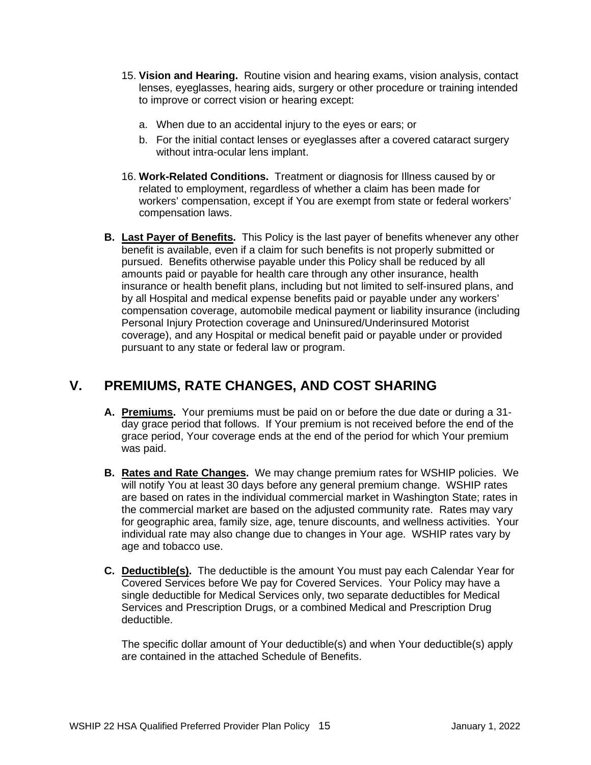15. **Vision and Hearing.** Routine vision and hearing exams, vision analysis, contact lenses, eyeglasses, hearing aids, surgery or other procedure or training intended to improve or correct vision or hearing except:

    a. When due to an accidental injury to the eyes or ears; or

    b. For the initial contact lenses or eyeglasses after a covered cataract surgery without intra-ocular lens implant.

16. **Work-Related Conditions.** Treatment or diagnosis for Illness caused by or related to employment, regardless of whether a claim has been made for workers' compensation, except if You are exempt from state or federal workers' compensation laws.

**B. Last Payer of Benefits.** This Policy is the last payer of benefits whenever any other benefit is available, even if a claim for such benefits is not properly submitted or pursued. Benefits otherwise payable under this Policy shall be reduced by all amounts paid or payable for health care through any other insurance, health insurance or health benefit plans, including but not limited to self-insured plans, and by all Hospital and medical expense benefits paid or payable under any workers' compensation coverage, automobile medical payment or liability insurance (including Personal Injury Protection coverage and Uninsured/Underinsured Motorist coverage), and any Hospital or medical benefit paid or payable under or provided pursuant to any state or federal law or program.

# V. PREMIUMS, RATE CHANGES, AND COST SHARING

**A. Premiums.** Your premiums must be paid on or before the due date or during a 31-day grace period that follows. If Your premium is not received before the end of the grace period, Your coverage ends at the end of the period for which Your premium was paid.

**B. Rates and Rate Changes.** We may change premium rates for WSHIP policies. We will notify You at least 30 days before any general premium change. WSHIP rates are based on rates in the individual commercial market in Washington State; rates in the commercial market are based on the adjusted community rate. Rates may vary for geographic area, family size, age, tenure discounts, and wellness activities. Your individual rate may also change due to changes in Your age. WSHIP rates vary by age and tobacco use.

**C. Deductible(s).** The deductible is the amount You must pay each Calendar Year for Covered Services before We pay for Covered Services. Your Policy may have a single deductible for Medical Services only, two separate deductibles for Medical Services and Prescription Drugs, or a combined Medical and Prescription Drug deductible.

The specific dollar amount of Your deductible(s) and when Your deductible(s) apply are contained in the attached Schedule of Benefits.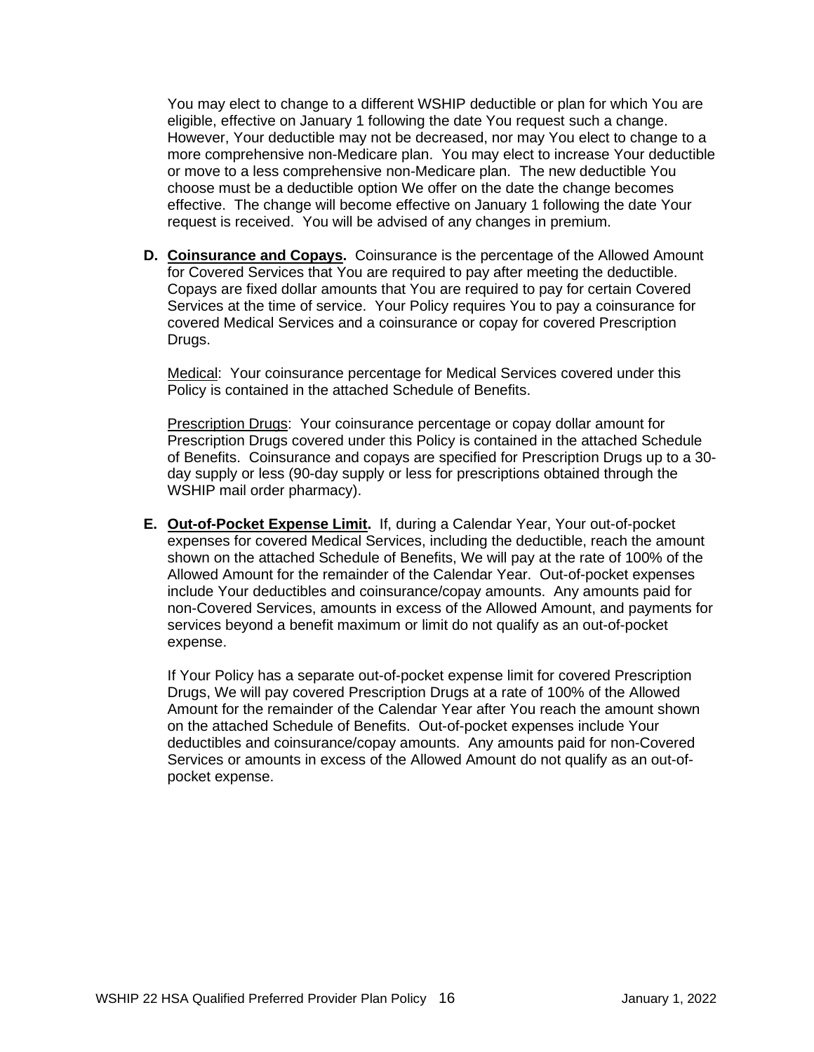You may elect to change to a different WSHIP deductible or plan for which You are eligible, effective on January 1 following the date You request such a change. However, Your deductible may not be decreased, nor may You elect to change to a more comprehensive non-Medicare plan. You may elect to increase Your deductible or move to a less comprehensive non-Medicare plan. The new deductible You choose must be a deductible option We offer on the date the change becomes effective. The change will become effective on January 1 following the date Your request is received. You will be advised of any changes in premium.

**D. Coinsurance and Copays.** Coinsurance is the percentage of the Allowed Amount for Covered Services that You are required to pay after meeting the deductible. Copays are fixed dollar amounts that You are required to pay for certain Covered Services at the time of service. Your Policy requires You to pay a coinsurance for covered Medical Services and a coinsurance or copay for covered Prescription Drugs.

Medical: Your coinsurance percentage for Medical Services covered under this Policy is contained in the attached Schedule of Benefits.

Prescription Drugs: Your coinsurance percentage or copay dollar amount for Prescription Drugs covered under this Policy is contained in the attached Schedule of Benefits. Coinsurance and copays are specified for Prescription Drugs up to a 30-day supply or less (90-day supply or less for prescriptions obtained through the WSHIP mail order pharmacy).

**E. Out-of-Pocket Expense Limit.** If, during a Calendar Year, Your out-of-pocket expenses for covered Medical Services, including the deductible, reach the amount shown on the attached Schedule of Benefits, We will pay at the rate of 100% of the Allowed Amount for the remainder of the Calendar Year. Out-of-pocket expenses include Your deductibles and coinsurance/copay amounts. Any amounts paid for non-Covered Services, amounts in excess of the Allowed Amount, and payments for services beyond a benefit maximum or limit do not qualify as an out-of-pocket expense.

If Your Policy has a separate out-of-pocket expense limit for covered Prescription Drugs, We will pay covered Prescription Drugs at a rate of 100% of the Allowed Amount for the remainder of the Calendar Year after You reach the amount shown on the attached Schedule of Benefits. Out-of-pocket expenses include Your deductibles and coinsurance/copay amounts. Any amounts paid for non-Covered Services or amounts in excess of the Allowed Amount do not qualify as an out-of-pocket expense.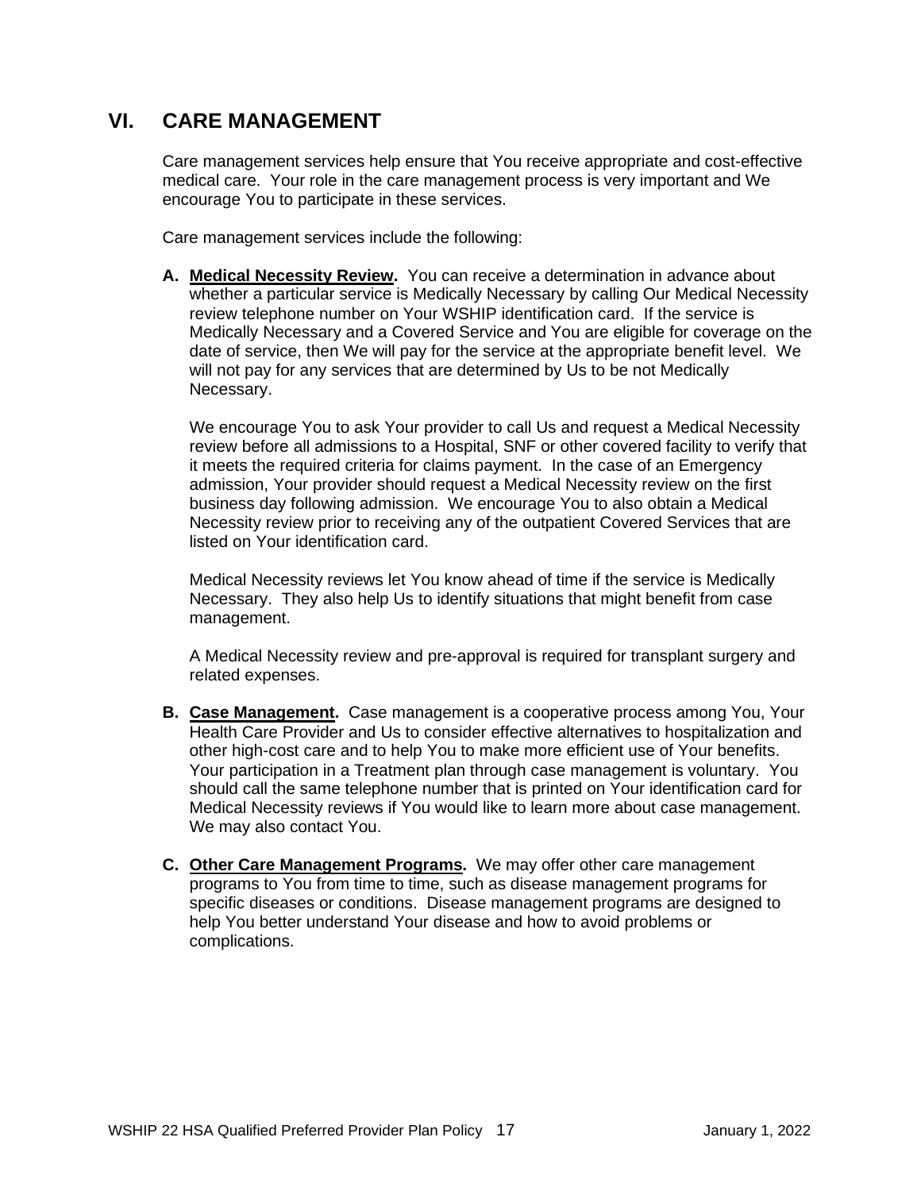## VI. CARE MANAGEMENT

Care management services help ensure that You receive appropriate and cost-effective medical care. Your role in the care management process is very important and We encourage You to participate in these services.

Care management services include the following:

**A. <u>Medical Necessity Review</u>.** You can receive a determination in advance about whether a particular service is Medically Necessary by calling Our Medical Necessity review telephone number on Your WSHIP identification card. If the service is Medically Necessary and a Covered Service and You are eligible for coverage on the date of service, then We will pay for the service at the appropriate benefit level. We will not pay for any services that are determined by Us to be not Medically Necessary.

We encourage You to ask Your provider to call Us and request a Medical Necessity review before all admissions to a Hospital, SNF or other covered facility to verify that it meets the required criteria for claims payment. In the case of an Emergency admission, Your provider should request a Medical Necessity review on the first business day following admission. We encourage You to also obtain a Medical Necessity review prior to receiving any of the outpatient Covered Services that are listed on Your identification card.

Medical Necessity reviews let You know ahead of time if the service is Medically Necessary. They also help Us to identify situations that might benefit from case management.

A Medical Necessity review and pre-approval is required for transplant surgery and related expenses.

**B. <u>Case Management</u>.** Case management is a cooperative process among You, Your Health Care Provider and Us to consider effective alternatives to hospitalization and other high-cost care and to help You to make more efficient use of Your benefits. Your participation in a Treatment plan through case management is voluntary. You should call the same telephone number that is printed on Your identification card for Medical Necessity reviews if You would like to learn more about case management. We may also contact You.

**C. <u>Other Care Management Programs</u>.** We may offer other care management programs to You from time to time, such as disease management programs for specific diseases or conditions. Disease management programs are designed to help You better understand Your disease and how to avoid problems or complications.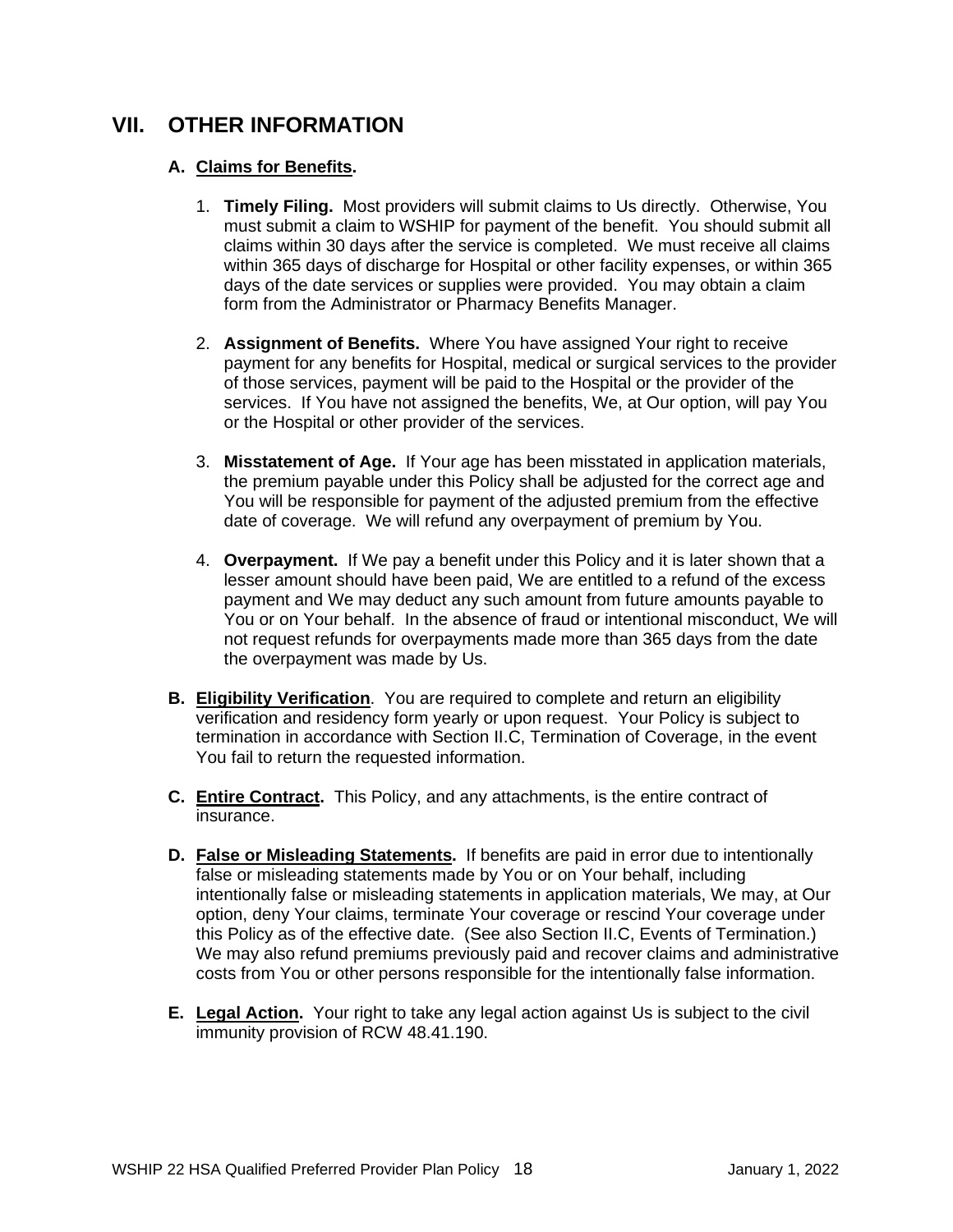# VII. OTHER INFORMATION

## A. Claims for Benefits.

1. **Timely Filing.** Most providers will submit claims to Us directly. Otherwise, You must submit a claim to WSHIP for payment of the benefit. You should submit all claims within 30 days after the service is completed. We must receive all claims within 365 days of discharge for Hospital or other facility expenses, or within 365 days of the date services or supplies were provided. You may obtain a claim form from the Administrator or Pharmacy Benefits Manager.

2. **Assignment of Benefits.** Where You have assigned Your right to receive payment for any benefits for Hospital, medical or surgical services to the provider of those services, payment will be paid to the Hospital or the provider of the services. If You have not assigned the benefits, We, at Our option, will pay You or the Hospital or other provider of the services.

3. **Misstatement of Age.** If Your age has been misstated in application materials, the premium payable under this Policy shall be adjusted for the correct age and You will be responsible for payment of the adjusted premium from the effective date of coverage. We will refund any overpayment of premium by You.

4. **Overpayment.** If We pay a benefit under this Policy and it is later shown that a lesser amount should have been paid, We are entitled to a refund of the excess payment and We may deduct any such amount from future amounts payable to You or on Your behalf. In the absence of fraud or intentional misconduct, We will not request refunds for overpayments made more than 365 days from the date the overpayment was made by Us.

**B. Eligibility Verification**. You are required to complete and return an eligibility verification and residency form yearly or upon request. Your Policy is subject to termination in accordance with Section II.C, Termination of Coverage, in the event You fail to return the requested information.

**C. Entire Contract.** This Policy, and any attachments, is the entire contract of insurance.

**D. False or Misleading Statements.** If benefits are paid in error due to intentionally false or misleading statements made by You or on Your behalf, including intentionally false or misleading statements in application materials, We may, at Our option, deny Your claims, terminate Your coverage or rescind Your coverage under this Policy as of the effective date. (See also Section II.C, Events of Termination.) We may also refund premiums previously paid and recover claims and administrative costs from You or other persons responsible for the intentionally false information.

**E. Legal Action.** Your right to take any legal action against Us is subject to the civil immunity provision of RCW 48.41.190.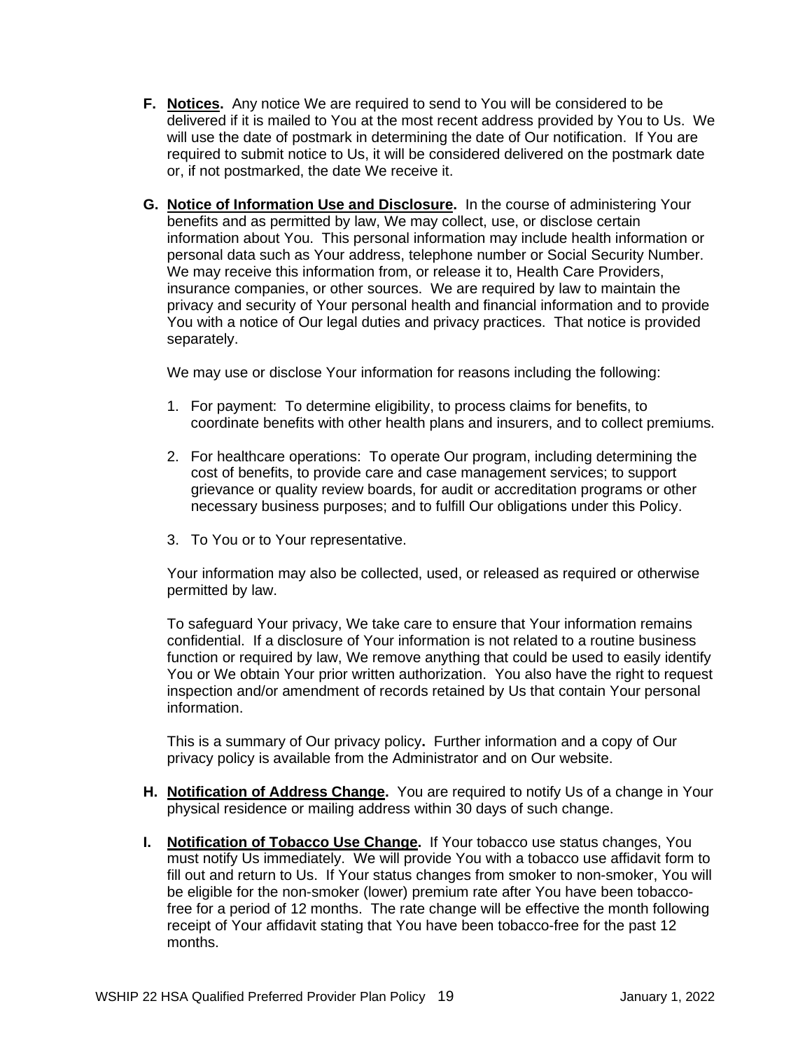**F. Notices.** Any notice We are required to send to You will be considered to be delivered if it is mailed to You at the most recent address provided by You to Us. We will use the date of postmark in determining the date of Our notification. If You are required to submit notice to Us, it will be considered delivered on the postmark date or, if not postmarked, the date We receive it.

**G. Notice of Information Use and Disclosure.** In the course of administering Your benefits and as permitted by law, We may collect, use, or disclose certain information about You. This personal information may include health information or personal data such as Your address, telephone number or Social Security Number. We may receive this information from, or release it to, Health Care Providers, insurance companies, or other sources. We are required by law to maintain the privacy and security of Your personal health and financial information and to provide You with a notice of Our legal duties and privacy practices. That notice is provided separately.

We may use or disclose Your information for reasons including the following:

1. For payment: To determine eligibility, to process claims for benefits, to coordinate benefits with other health plans and insurers, and to collect premiums.
2. For healthcare operations: To operate Our program, including determining the cost of benefits, to provide care and case management services; to support grievance or quality review boards, for audit or accreditation programs or other necessary business purposes; and to fulfill Our obligations under this Policy.
3. To You or to Your representative.

Your information may also be collected, used, or released as required or otherwise permitted by law.

To safeguard Your privacy, We take care to ensure that Your information remains confidential. If a disclosure of Your information is not related to a routine business function or required by law, We remove anything that could be used to easily identify You or We obtain Your prior written authorization. You also have the right to request inspection and/or amendment of records retained by Us that contain Your personal information.

This is a summary of Our privacy policy**.** Further information and a copy of Our privacy policy is available from the Administrator and on Our website.

**H. Notification of Address Change.** You are required to notify Us of a change in Your physical residence or mailing address within 30 days of such change.

**I. Notification of Tobacco Use Change.** If Your tobacco use status changes, You must notify Us immediately. We will provide You with a tobacco use affidavit form to fill out and return to Us. If Your status changes from smoker to non-smoker, You will be eligible for the non-smoker (lower) premium rate after You have been tobacco-free for a period of 12 months. The rate change will be effective the month following receipt of Your affidavit stating that You have been tobacco-free for the past 12 months.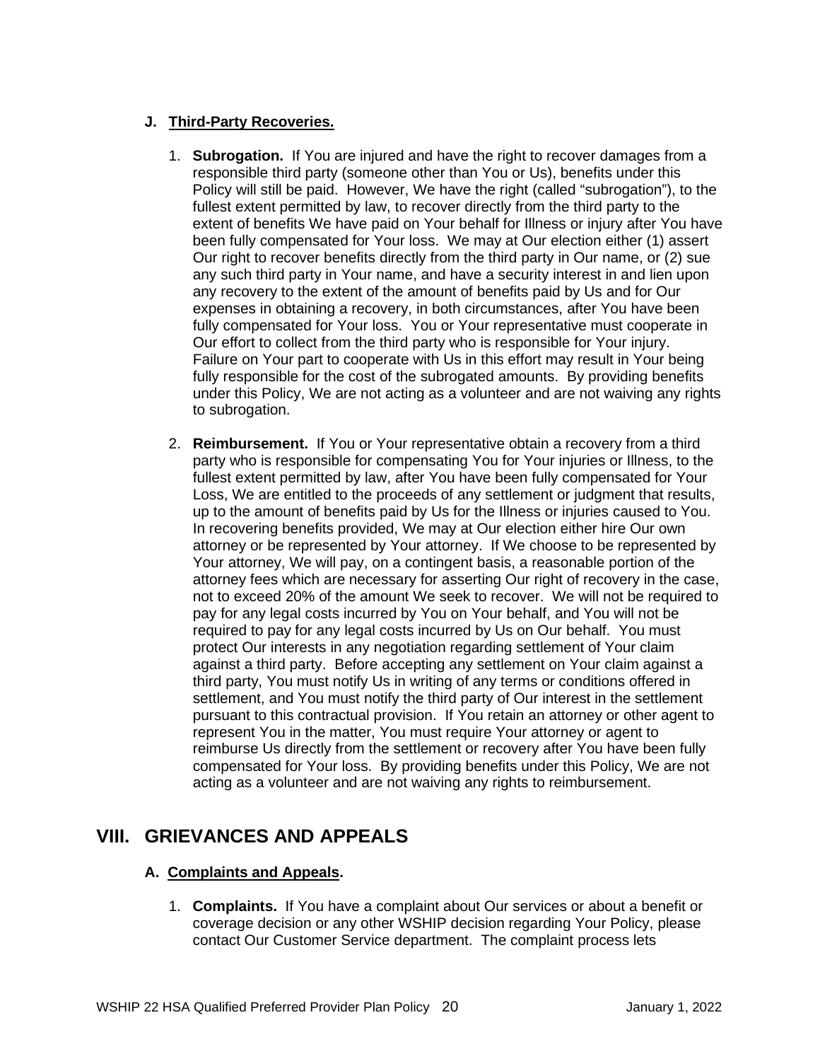### J. Third-Party Recoveries.

1. **Subrogation.** If You are injured and have the right to recover damages from a responsible third party (someone other than You or Us), benefits under this Policy will still be paid. However, We have the right (called "subrogation"), to the fullest extent permitted by law, to recover directly from the third party to the extent of benefits We have paid on Your behalf for Illness or injury after You have been fully compensated for Your loss. We may at Our election either (1) assert Our right to recover benefits directly from the third party in Our name, or (2) sue any such third party in Your name, and have a security interest in and lien upon any recovery to the extent of the amount of benefits paid by Us and for Our expenses in obtaining a recovery, in both circumstances, after You have been fully compensated for Your loss. You or Your representative must cooperate in Our effort to collect from the third party who is responsible for Your injury. Failure on Your part to cooperate with Us in this effort may result in Your being fully responsible for the cost of the subrogated amounts. By providing benefits under this Policy, We are not acting as a volunteer and are not waiving any rights to subrogation.

2. **Reimbursement.** If You or Your representative obtain a recovery from a third party who is responsible for compensating You for Your injuries or Illness, to the fullest extent permitted by law, after You have been fully compensated for Your Loss, We are entitled to the proceeds of any settlement or judgment that results, up to the amount of benefits paid by Us for the Illness or injuries caused to You. In recovering benefits provided, We may at Our election either hire Our own attorney or be represented by Your attorney. If We choose to be represented by Your attorney, We will pay, on a contingent basis, a reasonable portion of the attorney fees which are necessary for asserting Our right of recovery in the case, not to exceed 20% of the amount We seek to recover. We will not be required to pay for any legal costs incurred by You on Your behalf, and You will not be required to pay for any legal costs incurred by Us on Our behalf. You must protect Our interests in any negotiation regarding settlement of Your claim against a third party. Before accepting any settlement on Your claim against a third party, You must notify Us in writing of any terms or conditions offered in settlement, and You must notify the third party of Our interest in the settlement pursuant to this contractual provision. If You retain an attorney or other agent to represent You in the matter, You must require Your attorney or agent to reimburse Us directly from the settlement or recovery after You have been fully compensated for Your loss. By providing benefits under this Policy, We are not acting as a volunteer and are not waiving any rights to reimbursement.

## VIII. GRIEVANCES AND APPEALS

### A. Complaints and Appeals.

1. **Complaints.** If You have a complaint about Our services or about a benefit or coverage decision or any other WSHIP decision regarding Your Policy, please contact Our Customer Service department. The complaint process lets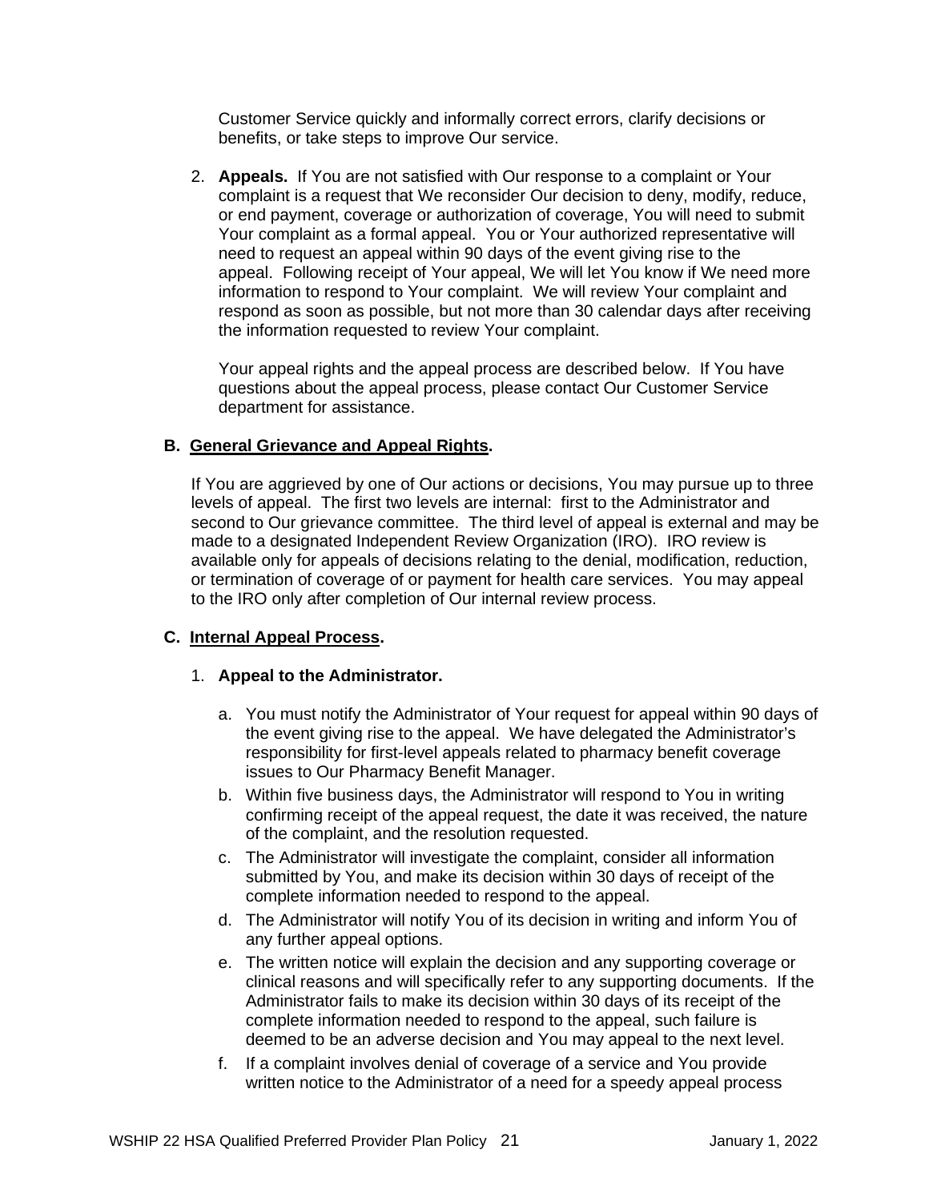Customer Service quickly and informally correct errors, clarify decisions or benefits, or take steps to improve Our service.

2. **Appeals.** If You are not satisfied with Our response to a complaint or Your complaint is a request that We reconsider Our decision to deny, modify, reduce, or end payment, coverage or authorization of coverage, You will need to submit Your complaint as a formal appeal. You or Your authorized representative will need to request an appeal within 90 days of the event giving rise to the appeal. Following receipt of Your appeal, We will let You know if We need more information to respond to Your complaint. We will review Your complaint and respond as soon as possible, but not more than 30 calendar days after receiving the information requested to review Your complaint.

   Your appeal rights and the appeal process are described below. If You have questions about the appeal process, please contact Our Customer Service department for assistance.

**B. General Grievance and Appeal Rights.**

If You are aggrieved by one of Our actions or decisions, You may pursue up to three levels of appeal. The first two levels are internal: first to the Administrator and second to Our grievance committee. The third level of appeal is external and may be made to a designated Independent Review Organization (IRO). IRO review is available only for appeals of decisions relating to the denial, modification, reduction, or termination of coverage of or payment for health care services. You may appeal to the IRO only after completion of Our internal review process.

**C. Internal Appeal Process.**

1. **Appeal to the Administrator.**

   a. You must notify the Administrator of Your request for appeal within 90 days of the event giving rise to the appeal. We have delegated the Administrator's responsibility for first-level appeals related to pharmacy benefit coverage issues to Our Pharmacy Benefit Manager.

   b. Within five business days, the Administrator will respond to You in writing confirming receipt of the appeal request, the date it was received, the nature of the complaint, and the resolution requested.

   c. The Administrator will investigate the complaint, consider all information submitted by You, and make its decision within 30 days of receipt of the complete information needed to respond to the appeal.

   d. The Administrator will notify You of its decision in writing and inform You of any further appeal options.

   e. The written notice will explain the decision and any supporting coverage or clinical reasons and will specifically refer to any supporting documents. If the Administrator fails to make its decision within 30 days of its receipt of the complete information needed to respond to the appeal, such failure is deemed to be an adverse decision and You may appeal to the next level.

   f. If a complaint involves denial of coverage of a service and You provide written notice to the Administrator of a need for a speedy appeal process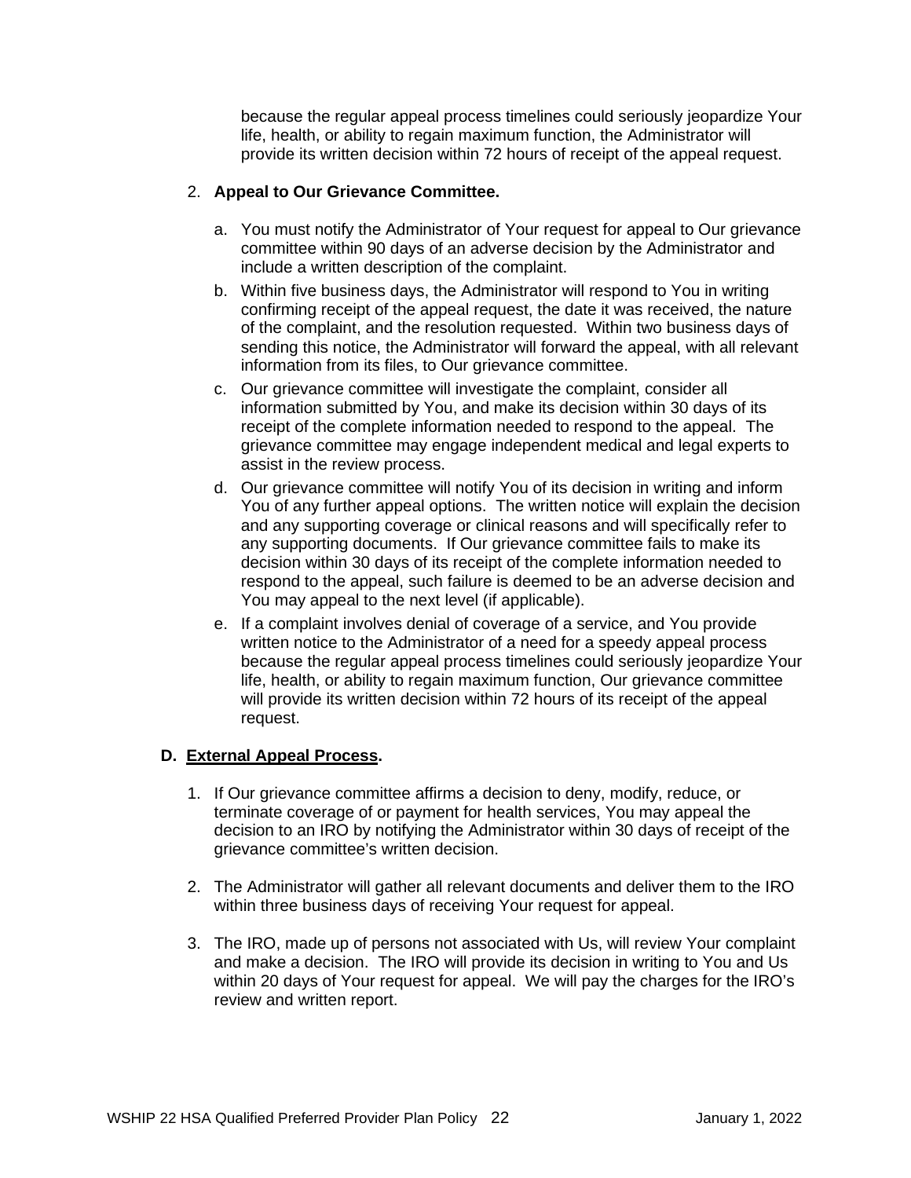because the regular appeal process timelines could seriously jeopardize Your life, health, or ability to regain maximum function, the Administrator will provide its written decision within 72 hours of receipt of the appeal request.

2. **Appeal to Our Grievance Committee.**

   a. You must notify the Administrator of Your request for appeal to Our grievance committee within 90 days of an adverse decision by the Administrator and include a written description of the complaint.

   b. Within five business days, the Administrator will respond to You in writing confirming receipt of the appeal request, the date it was received, the nature of the complaint, and the resolution requested. Within two business days of sending this notice, the Administrator will forward the appeal, with all relevant information from its files, to Our grievance committee.

   c. Our grievance committee will investigate the complaint, consider all information submitted by You, and make its decision within 30 days of its receipt of the complete information needed to respond to the appeal. The grievance committee may engage independent medical and legal experts to assist in the review process.

   d. Our grievance committee will notify You of its decision in writing and inform You of any further appeal options. The written notice will explain the decision and any supporting coverage or clinical reasons and will specifically refer to any supporting documents. If Our grievance committee fails to make its decision within 30 days of its receipt of the complete information needed to respond to the appeal, such failure is deemed to be an adverse decision and You may appeal to the next level (if applicable).

   e. If a complaint involves denial of coverage of a service, and You provide written notice to the Administrator of a need for a speedy appeal process because the regular appeal process timelines could seriously jeopardize Your life, health, or ability to regain maximum function, Our grievance committee will provide its written decision within 72 hours of its receipt of the appeal request.

**D. <u>External Appeal Process</u>.**

1. If Our grievance committee affirms a decision to deny, modify, reduce, or terminate coverage of or payment for health services, You may appeal the decision to an IRO by notifying the Administrator within 30 days of receipt of the grievance committee's written decision.

2. The Administrator will gather all relevant documents and deliver them to the IRO within three business days of receiving Your request for appeal.

3. The IRO, made up of persons not associated with Us, will review Your complaint and make a decision. The IRO will provide its decision in writing to You and Us within 20 days of Your request for appeal. We will pay the charges for the IRO's review and written report.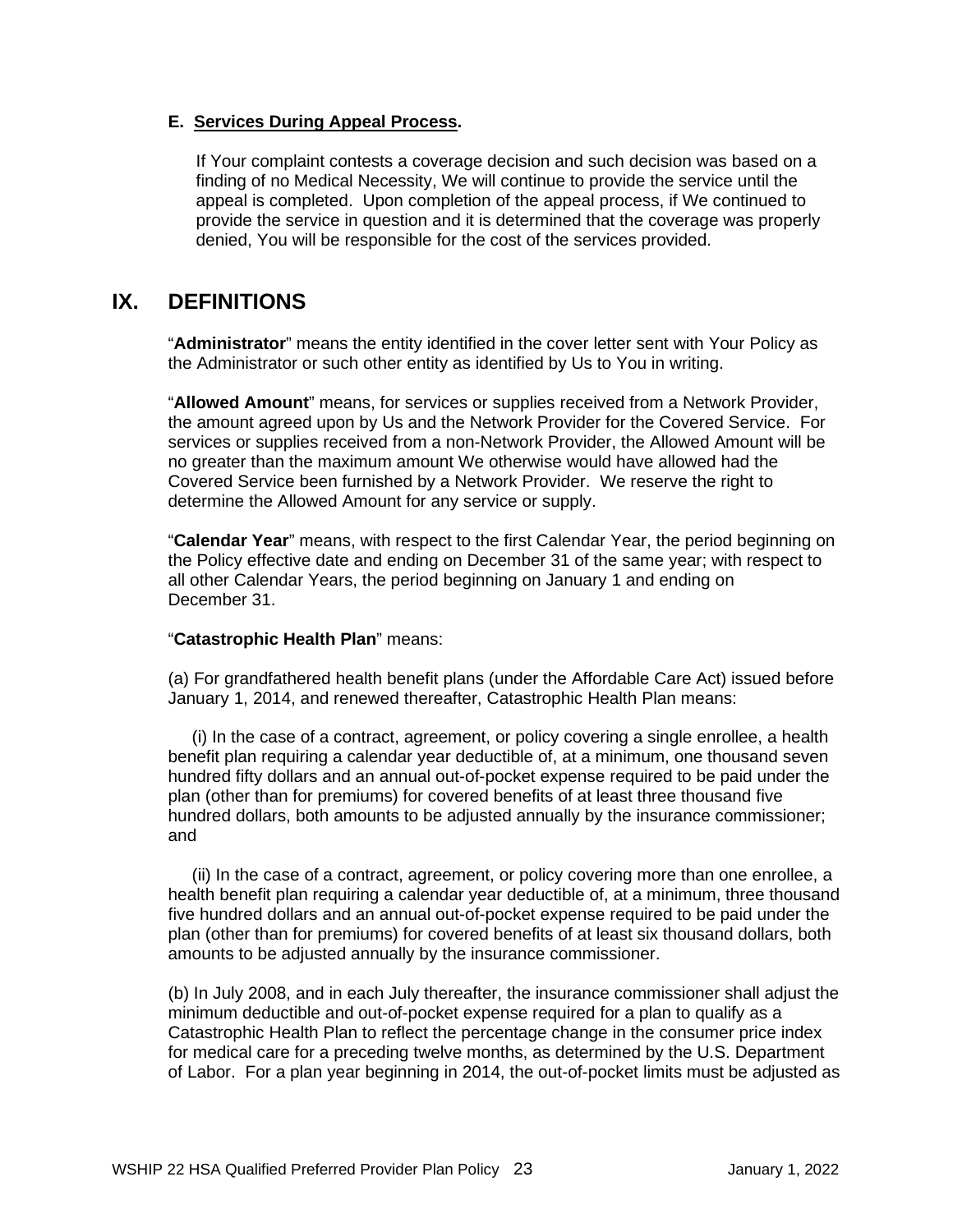**E. Services During Appeal Process.**

If Your complaint contests a coverage decision and such decision was based on a finding of no Medical Necessity, We will continue to provide the service until the appeal is completed. Upon completion of the appeal process, if We continued to provide the service in question and it is determined that the coverage was properly denied, You will be responsible for the cost of the services provided.

# IX. DEFINITIONS

"**Administrator**" means the entity identified in the cover letter sent with Your Policy as the Administrator or such other entity as identified by Us to You in writing.

"**Allowed Amount**" means, for services or supplies received from a Network Provider, the amount agreed upon by Us and the Network Provider for the Covered Service. For services or supplies received from a non-Network Provider, the Allowed Amount will be no greater than the maximum amount We otherwise would have allowed had the Covered Service been furnished by a Network Provider. We reserve the right to determine the Allowed Amount for any service or supply.

"**Calendar Year**" means, with respect to the first Calendar Year, the period beginning on the Policy effective date and ending on December 31 of the same year; with respect to all other Calendar Years, the period beginning on January 1 and ending on December 31.

"**Catastrophic Health Plan**" means:

(a) For grandfathered health benefit plans (under the Affordable Care Act) issued before January 1, 2014, and renewed thereafter, Catastrophic Health Plan means:

(i) In the case of a contract, agreement, or policy covering a single enrollee, a health benefit plan requiring a calendar year deductible of, at a minimum, one thousand seven hundred fifty dollars and an annual out-of-pocket expense required to be paid under the plan (other than for premiums) for covered benefits of at least three thousand five hundred dollars, both amounts to be adjusted annually by the insurance commissioner; and

(ii) In the case of a contract, agreement, or policy covering more than one enrollee, a health benefit plan requiring a calendar year deductible of, at a minimum, three thousand five hundred dollars and an annual out-of-pocket expense required to be paid under the plan (other than for premiums) for covered benefits of at least six thousand dollars, both amounts to be adjusted annually by the insurance commissioner.

(b) In July 2008, and in each July thereafter, the insurance commissioner shall adjust the minimum deductible and out-of-pocket expense required for a plan to qualify as a Catastrophic Health Plan to reflect the percentage change in the consumer price index for medical care for a preceding twelve months, as determined by the U.S. Department of Labor. For a plan year beginning in 2014, the out-of-pocket limits must be adjusted as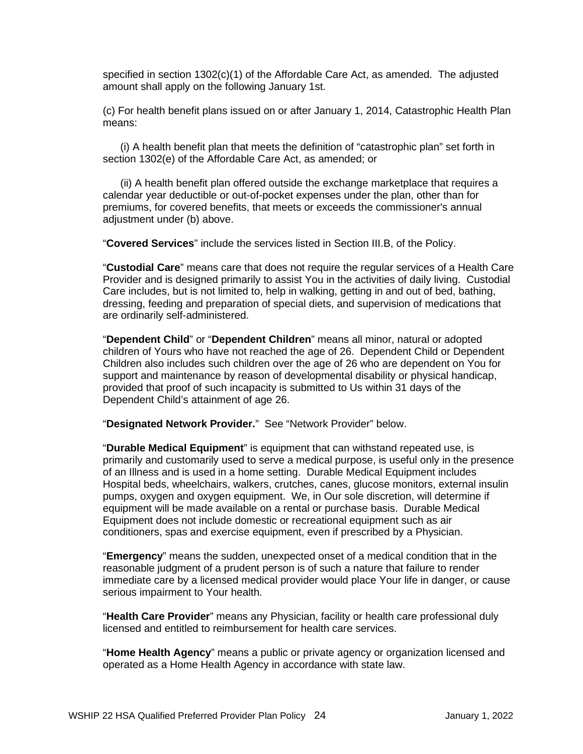specified in section 1302(c)(1) of the Affordable Care Act, as amended. The adjusted amount shall apply on the following January 1st.

(c) For health benefit plans issued on or after January 1, 2014, Catastrophic Health Plan means:

(i) A health benefit plan that meets the definition of "catastrophic plan" set forth in section 1302(e) of the Affordable Care Act, as amended; or

(ii) A health benefit plan offered outside the exchange marketplace that requires a calendar year deductible or out-of-pocket expenses under the plan, other than for premiums, for covered benefits, that meets or exceeds the commissioner's annual adjustment under (b) above.

"**Covered Services**" include the services listed in Section III.B, of the Policy.

"**Custodial Care**" means care that does not require the regular services of a Health Care Provider and is designed primarily to assist You in the activities of daily living. Custodial Care includes, but is not limited to, help in walking, getting in and out of bed, bathing, dressing, feeding and preparation of special diets, and supervision of medications that are ordinarily self-administered.

"**Dependent Child**" or "**Dependent Children**" means all minor, natural or adopted children of Yours who have not reached the age of 26. Dependent Child or Dependent Children also includes such children over the age of 26 who are dependent on You for support and maintenance by reason of developmental disability or physical handicap, provided that proof of such incapacity is submitted to Us within 31 days of the Dependent Child's attainment of age 26.

"**Designated Network Provider.**" See "Network Provider" below.

"**Durable Medical Equipment**" is equipment that can withstand repeated use, is primarily and customarily used to serve a medical purpose, is useful only in the presence of an Illness and is used in a home setting. Durable Medical Equipment includes Hospital beds, wheelchairs, walkers, crutches, canes, glucose monitors, external insulin pumps, oxygen and oxygen equipment. We, in Our sole discretion, will determine if equipment will be made available on a rental or purchase basis. Durable Medical Equipment does not include domestic or recreational equipment such as air conditioners, spas and exercise equipment, even if prescribed by a Physician.

"**Emergency**" means the sudden, unexpected onset of a medical condition that in the reasonable judgment of a prudent person is of such a nature that failure to render immediate care by a licensed medical provider would place Your life in danger, or cause serious impairment to Your health.

"**Health Care Provider**" means any Physician, facility or health care professional duly licensed and entitled to reimbursement for health care services.

"**Home Health Agency**" means a public or private agency or organization licensed and operated as a Home Health Agency in accordance with state law.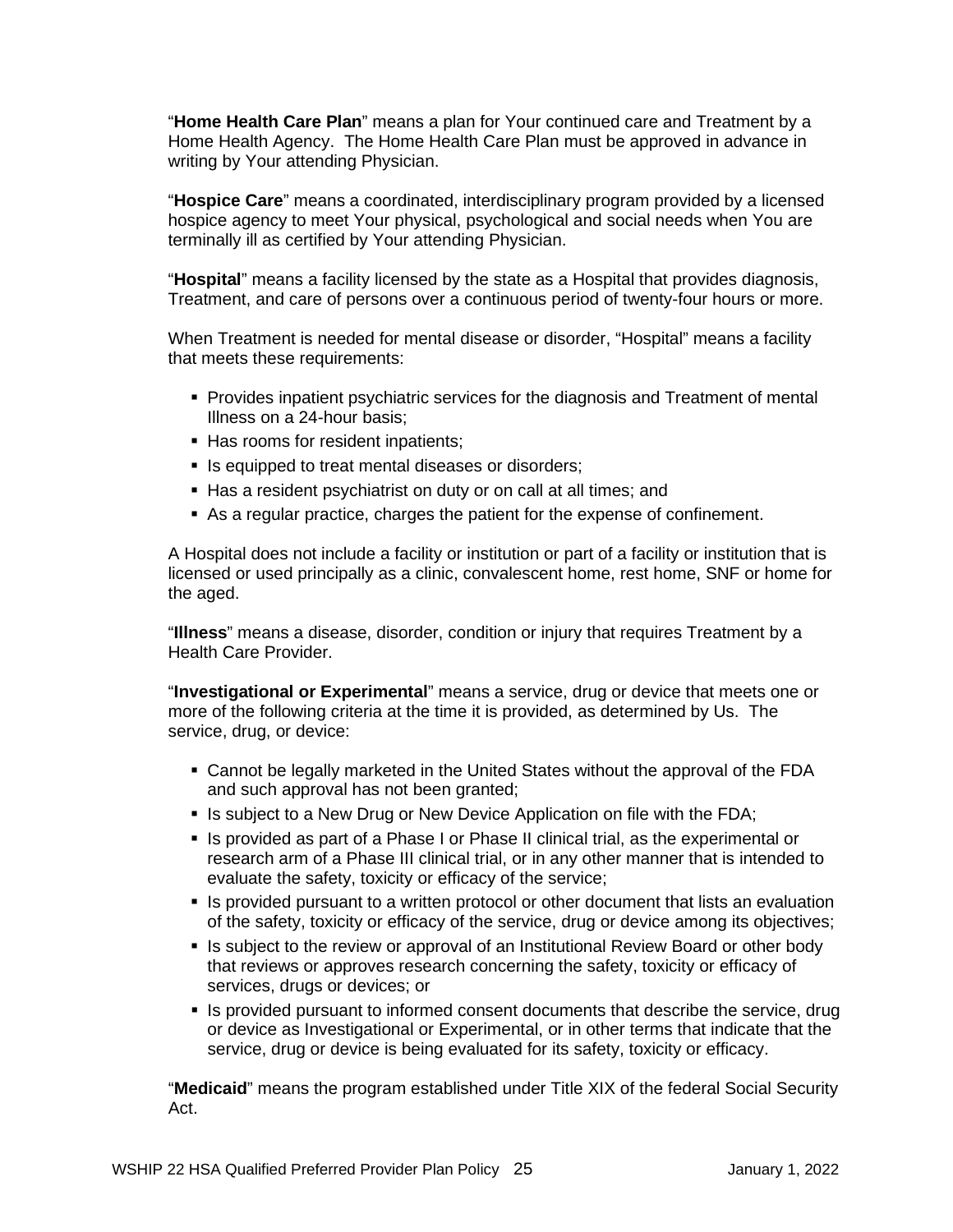"**Home Health Care Plan**" means a plan for Your continued care and Treatment by a Home Health Agency. The Home Health Care Plan must be approved in advance in writing by Your attending Physician.

"**Hospice Care**" means a coordinated, interdisciplinary program provided by a licensed hospice agency to meet Your physical, psychological and social needs when You are terminally ill as certified by Your attending Physician.

"**Hospital**" means a facility licensed by the state as a Hospital that provides diagnosis, Treatment, and care of persons over a continuous period of twenty-four hours or more.

When Treatment is needed for mental disease or disorder, "Hospital" means a facility that meets these requirements:

- Provides inpatient psychiatric services for the diagnosis and Treatment of mental Illness on a 24-hour basis;
- Has rooms for resident inpatients;
- Is equipped to treat mental diseases or disorders;
- Has a resident psychiatrist on duty or on call at all times; and
- As a regular practice, charges the patient for the expense of confinement.

A Hospital does not include a facility or institution or part of a facility or institution that is licensed or used principally as a clinic, convalescent home, rest home, SNF or home for the aged.

"**Illness**" means a disease, disorder, condition or injury that requires Treatment by a Health Care Provider.

"**Investigational or Experimental**" means a service, drug or device that meets one or more of the following criteria at the time it is provided, as determined by Us. The service, drug, or device:

- Cannot be legally marketed in the United States without the approval of the FDA and such approval has not been granted;
- Is subject to a New Drug or New Device Application on file with the FDA;
- Is provided as part of a Phase I or Phase II clinical trial, as the experimental or research arm of a Phase III clinical trial, or in any other manner that is intended to evaluate the safety, toxicity or efficacy of the service;
- Is provided pursuant to a written protocol or other document that lists an evaluation of the safety, toxicity or efficacy of the service, drug or device among its objectives;
- Is subject to the review or approval of an Institutional Review Board or other body that reviews or approves research concerning the safety, toxicity or efficacy of services, drugs or devices; or
- Is provided pursuant to informed consent documents that describe the service, drug or device as Investigational or Experimental, or in other terms that indicate that the service, drug or device is being evaluated for its safety, toxicity or efficacy.

"**Medicaid**" means the program established under Title XIX of the federal Social Security Act.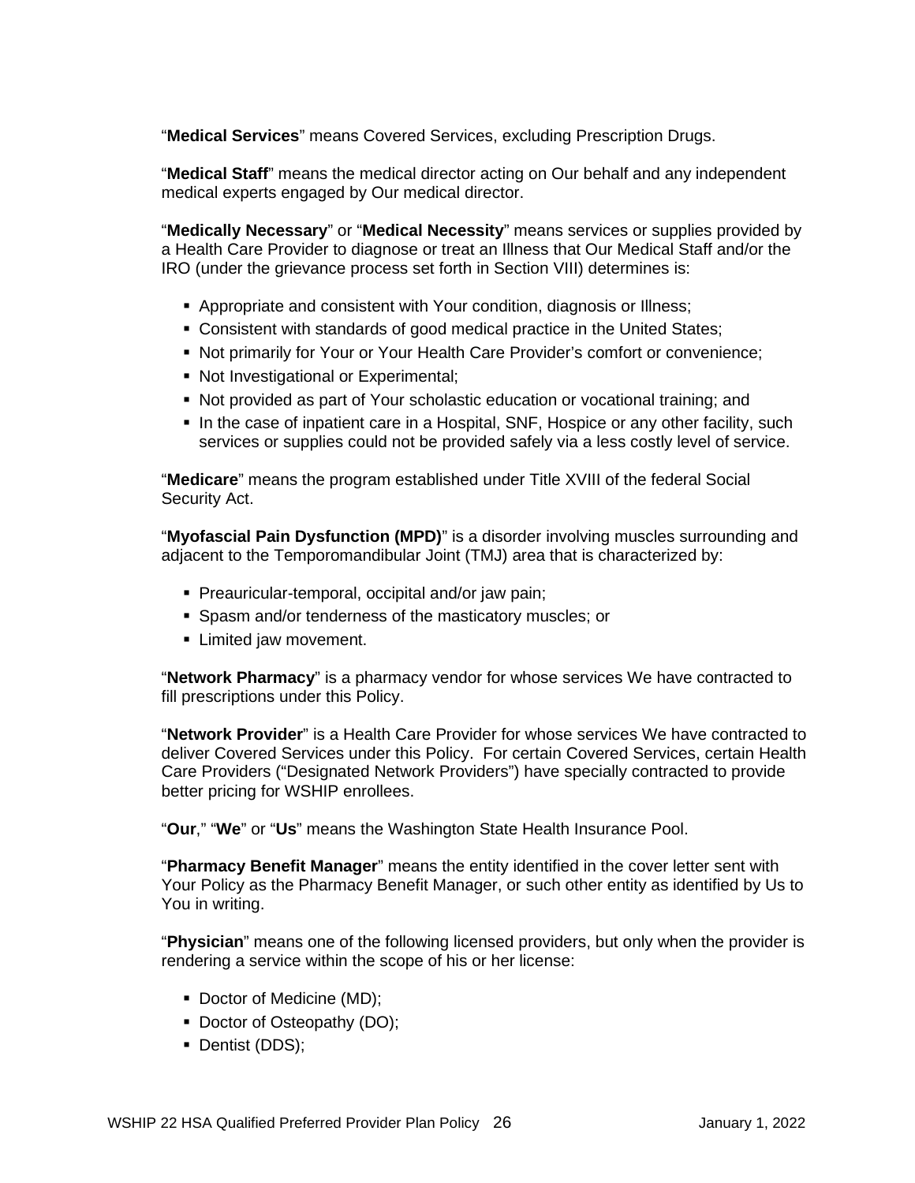"**Medical Services**" means Covered Services, excluding Prescription Drugs.

"**Medical Staff**" means the medical director acting on Our behalf and any independent medical experts engaged by Our medical director.

"**Medically Necessary**" or "**Medical Necessity**" means services or supplies provided by a Health Care Provider to diagnose or treat an Illness that Our Medical Staff and/or the IRO (under the grievance process set forth in Section VIII) determines is:

- Appropriate and consistent with Your condition, diagnosis or Illness;
- Consistent with standards of good medical practice in the United States;
- Not primarily for Your or Your Health Care Provider's comfort or convenience;
- Not Investigational or Experimental;
- Not provided as part of Your scholastic education or vocational training; and
- In the case of inpatient care in a Hospital, SNF, Hospice or any other facility, such services or supplies could not be provided safely via a less costly level of service.

"**Medicare**" means the program established under Title XVIII of the federal Social Security Act.

"**Myofascial Pain Dysfunction (MPD)**" is a disorder involving muscles surrounding and adjacent to the Temporomandibular Joint (TMJ) area that is characterized by:

- Preauricular-temporal, occipital and/or jaw pain;
- Spasm and/or tenderness of the masticatory muscles; or
- Limited jaw movement.

"**Network Pharmacy**" is a pharmacy vendor for whose services We have contracted to fill prescriptions under this Policy.

"**Network Provider**" is a Health Care Provider for whose services We have contracted to deliver Covered Services under this Policy. For certain Covered Services, certain Health Care Providers ("Designated Network Providers") have specially contracted to provide better pricing for WSHIP enrollees.

"**Our**," "**We**" or "**Us**" means the Washington State Health Insurance Pool.

"**Pharmacy Benefit Manager**" means the entity identified in the cover letter sent with Your Policy as the Pharmacy Benefit Manager, or such other entity as identified by Us to You in writing.

"**Physician**" means one of the following licensed providers, but only when the provider is rendering a service within the scope of his or her license:

- Doctor of Medicine (MD);
- Doctor of Osteopathy (DO);
- Dentist (DDS);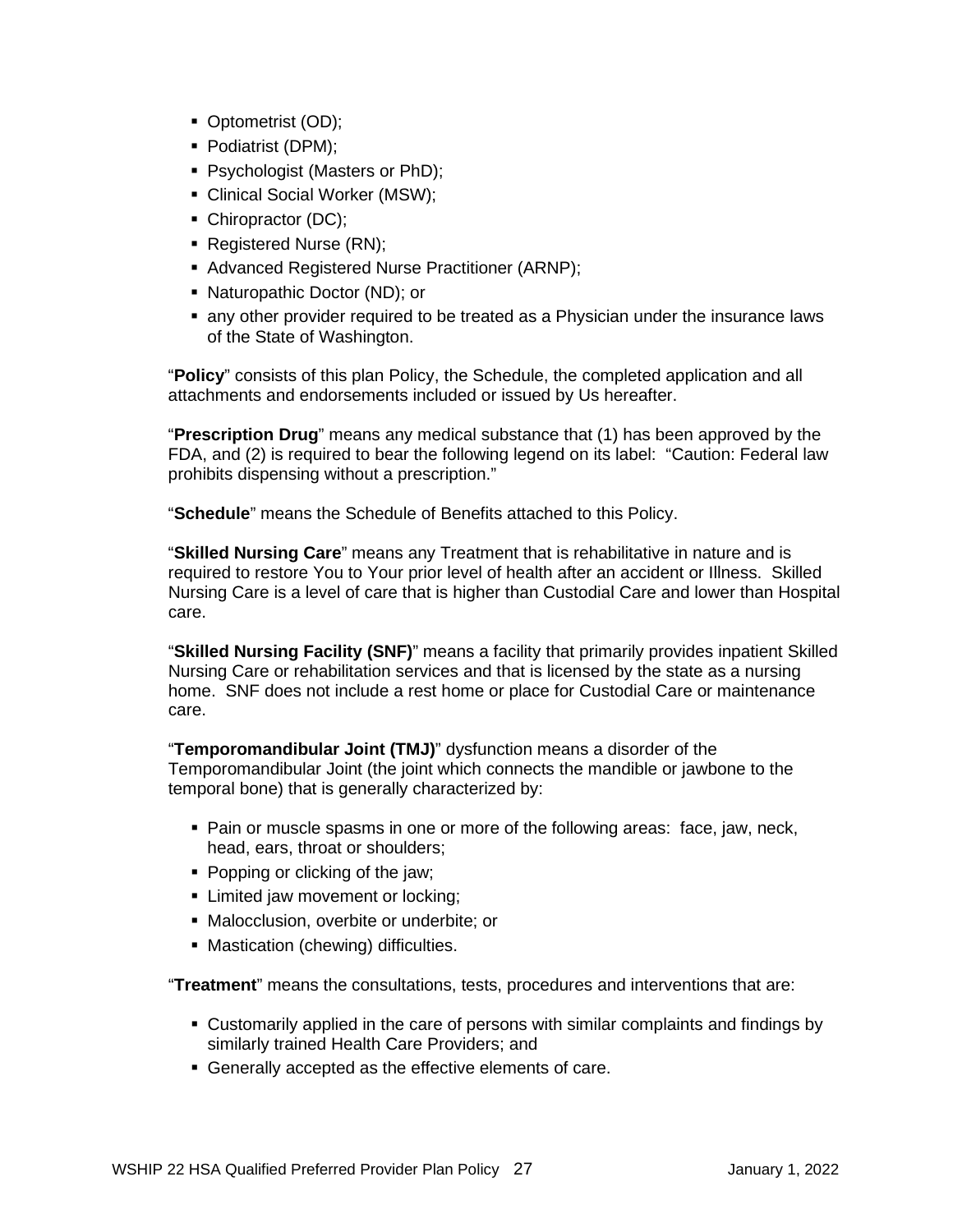- Optometrist (OD);
- Podiatrist (DPM);
- Psychologist (Masters or PhD);
- Clinical Social Worker (MSW);
- Chiropractor (DC);
- Registered Nurse (RN);
- Advanced Registered Nurse Practitioner (ARNP);
- Naturopathic Doctor (ND); or
- any other provider required to be treated as a Physician under the insurance laws of the State of Washington.

"**Policy**" consists of this plan Policy, the Schedule, the completed application and all attachments and endorsements included or issued by Us hereafter.

"**Prescription Drug**" means any medical substance that (1) has been approved by the FDA, and (2) is required to bear the following legend on its label: "Caution: Federal law prohibits dispensing without a prescription."

"**Schedule**" means the Schedule of Benefits attached to this Policy.

"**Skilled Nursing Care**" means any Treatment that is rehabilitative in nature and is required to restore You to Your prior level of health after an accident or Illness. Skilled Nursing Care is a level of care that is higher than Custodial Care and lower than Hospital care.

"**Skilled Nursing Facility (SNF)**" means a facility that primarily provides inpatient Skilled Nursing Care or rehabilitation services and that is licensed by the state as a nursing home. SNF does not include a rest home or place for Custodial Care or maintenance care.

"**Temporomandibular Joint (TMJ)**" dysfunction means a disorder of the Temporomandibular Joint (the joint which connects the mandible or jawbone to the temporal bone) that is generally characterized by:

- Pain or muscle spasms in one or more of the following areas: face, jaw, neck, head, ears, throat or shoulders;
- Popping or clicking of the jaw;
- Limited jaw movement or locking;
- Malocclusion, overbite or underbite; or
- Mastication (chewing) difficulties.

"**Treatment**" means the consultations, tests, procedures and interventions that are:

- Customarily applied in the care of persons with similar complaints and findings by similarly trained Health Care Providers; and
- Generally accepted as the effective elements of care.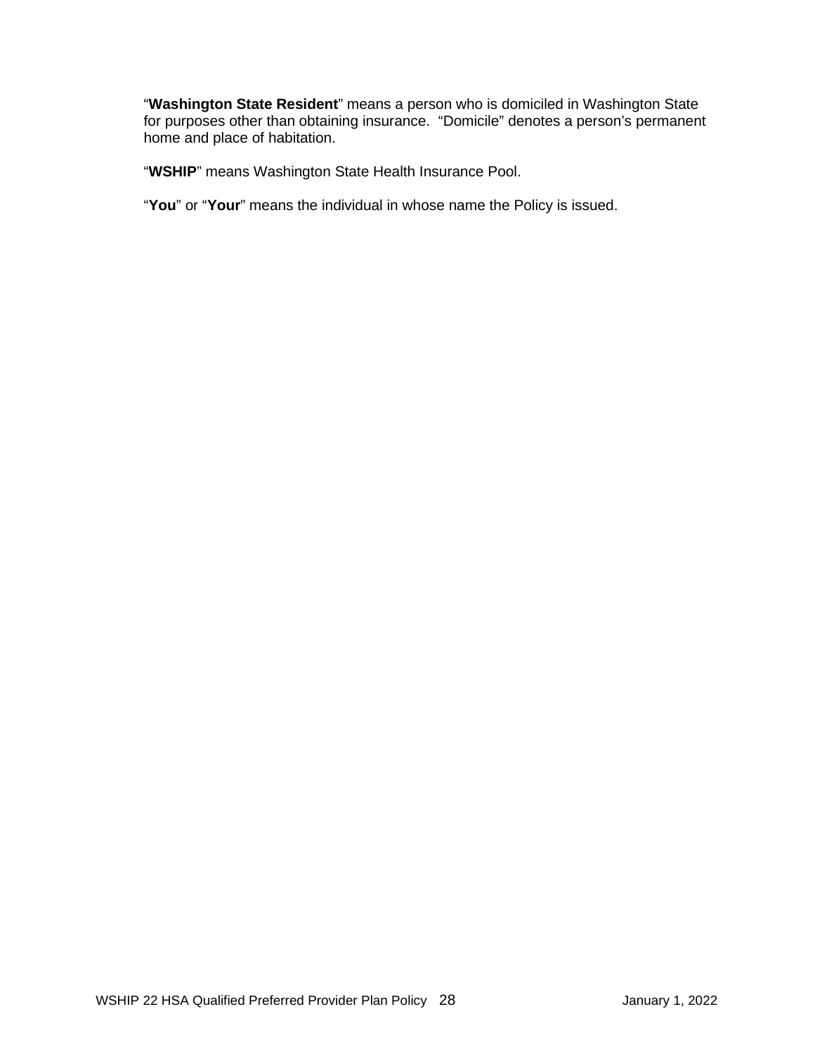"**Washington State Resident**" means a person who is domiciled in Washington State for purposes other than obtaining insurance. "Domicile" denotes a person's permanent home and place of habitation.

"**WSHIP**" means Washington State Health Insurance Pool.

"**You**" or "**Your**" means the individual in whose name the Policy is issued.